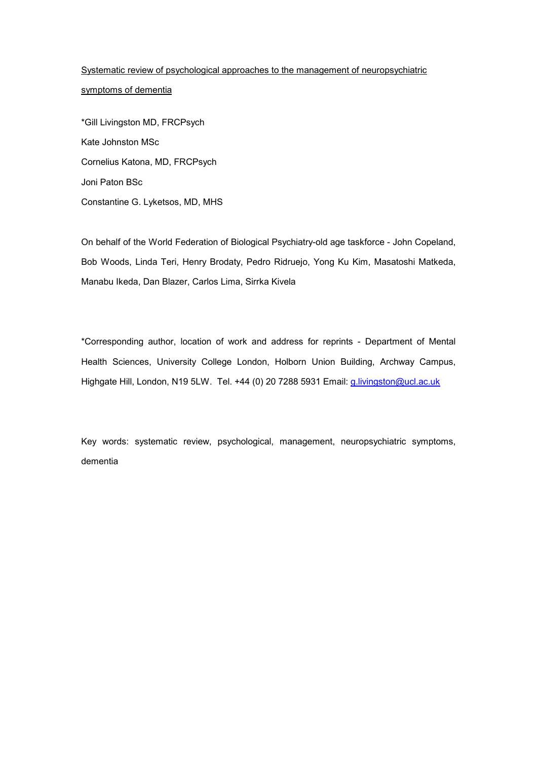# Systematic review of psychological approaches to the management of neuropsychiatric symptoms of dementia

*Gill Livingston MD, FRCPsych

Kate Johnston MSc

Cornelius Katona, MD, FRCPsych

Joni Paton BSc

Constantine G. Lyketsos, MD, MHS

On behalf of the World Federation of Biological Psychiatry-old age taskforce - John Copeland, Bob Woods, Linda Teri, Henry Brodaty, Pedro Ridruejo, Yong Ku Kim, Masatoshi Matkeda, Manabu Ikeda, Dan Blazer, Carlos Lima, Sirrka Kivela

*Corresponding author, location of work and address for reprints - Department of Mental Health Sciences, University College London, Holborn Union Building, Archway Campus, Highgate Hill, London, N19 5LW. Tel. +44 (0) 20 7288 5931 Email: g.livingston@ucl.ac.uk

Key words: systematic review, psychological, management, neuropsychiatric symptoms, dementia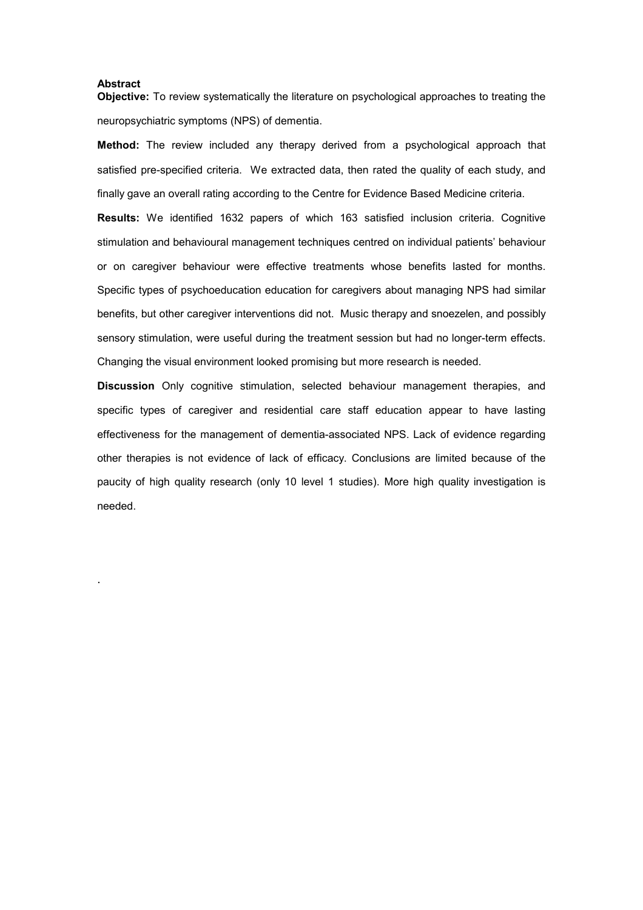**Abstract**

**Objective:** To review systematically the literature on psychological approaches to treating the neuropsychiatric symptoms (NPS) of dementia.

**Method:** The review included any therapy derived from a psychological approach that satisfied pre-specified criteria. We extracted data, then rated the quality of each study, and finally gave an overall rating according to the Centre for Evidence Based Medicine criteria.

**Results:** We identified 1632 papers of which 163 satisfied inclusion criteria. Cognitive stimulation and behavioural management techniques centred on individual patients' behaviour or on caregiver behaviour were effective treatments whose benefits lasted for months. Specific types of psychoeducation education for caregivers about managing NPS had similar benefits, but other caregiver interventions did not. Music therapy and snoezelen, and possibly sensory stimulation, were useful during the treatment session but had no longer-term effects. Changing the visual environment looked promising but more research is needed.

**Discussion** Only cognitive stimulation, selected behaviour management therapies, and specific types of caregiver and residential care staff education appear to have lasting effectiveness for the management of dementia-associated NPS. Lack of evidence regarding other therapies is not evidence of lack of efficacy. Conclusions are limited because of the paucity of high quality research (only 10 level 1 studies). More high quality investigation is needed.

.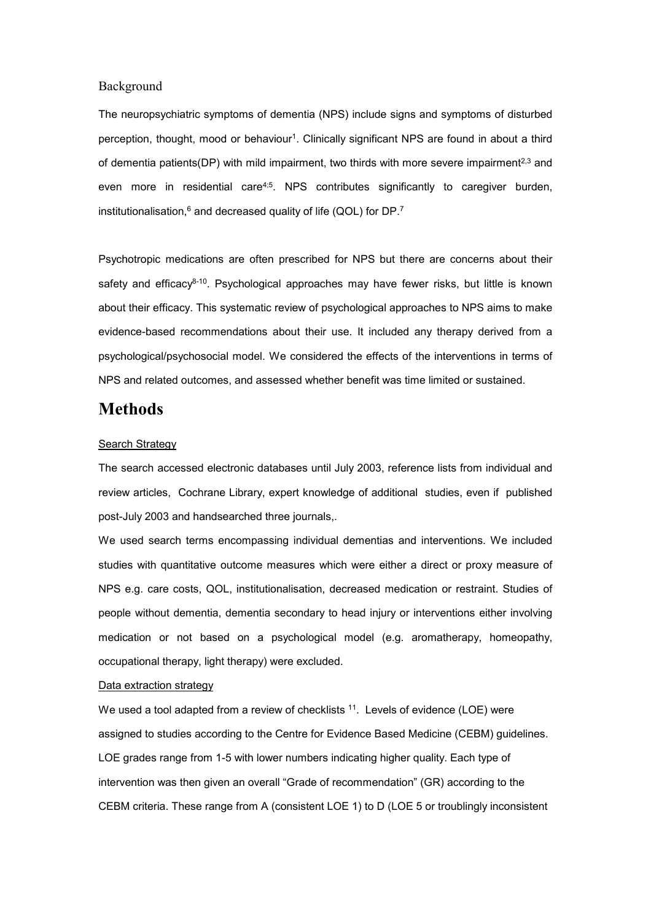Background

The neuropsychiatric symptoms of dementia (NPS) include signs and symptoms of disturbed perception, thought, mood or behaviour[1]. Clinically significant NPS are found in about a third of dementia patients(DP) with mild impairment, two thirds with more severe impairment[2,3] and even more in residential care[4;5]. NPS contributes significantly to caregiver burden, institutionalisation,[6] and decreased quality of life (QOL) for DP.[7]

Psychotropic medications are often prescribed for NPS but there are concerns about their safety and efficacy[8-10]. Psychological approaches may have fewer risks, but little is known about their efficacy. This systematic review of psychological approaches to NPS aims to make evidence-based recommendations about their use. It included any therapy derived from a psychological/psychosocial model. We considered the effects of the interventions in terms of NPS and related outcomes, and assessed whether benefit was time limited or sustained.

# Methods

Search Strategy

The search accessed electronic databases until July 2003, reference lists from individual and review articles, Cochrane Library, expert knowledge of additional studies, even if published post-July 2003 and handsearched three journals,.

We used search terms encompassing individual dementias and interventions. We included studies with quantitative outcome measures which were either a direct or proxy measure of NPS e.g. care costs, QOL, institutionalisation, decreased medication or restraint. Studies of people without dementia, dementia secondary to head injury or interventions either involving medication or not based on a psychological model (e.g. aromatherapy, homeopathy, occupational therapy, light therapy) were excluded.

Data extraction strategy

We used a tool adapted from a review of checklists [11]. Levels of evidence (LOE) were assigned to studies according to the Centre for Evidence Based Medicine (CEBM) guidelines. LOE grades range from 1-5 with lower numbers indicating higher quality. Each type of intervention was then given an overall "Grade of recommendation" (GR) according to the CEBM criteria. These range from A (consistent LOE 1) to D (LOE 5 or troublingly inconsistent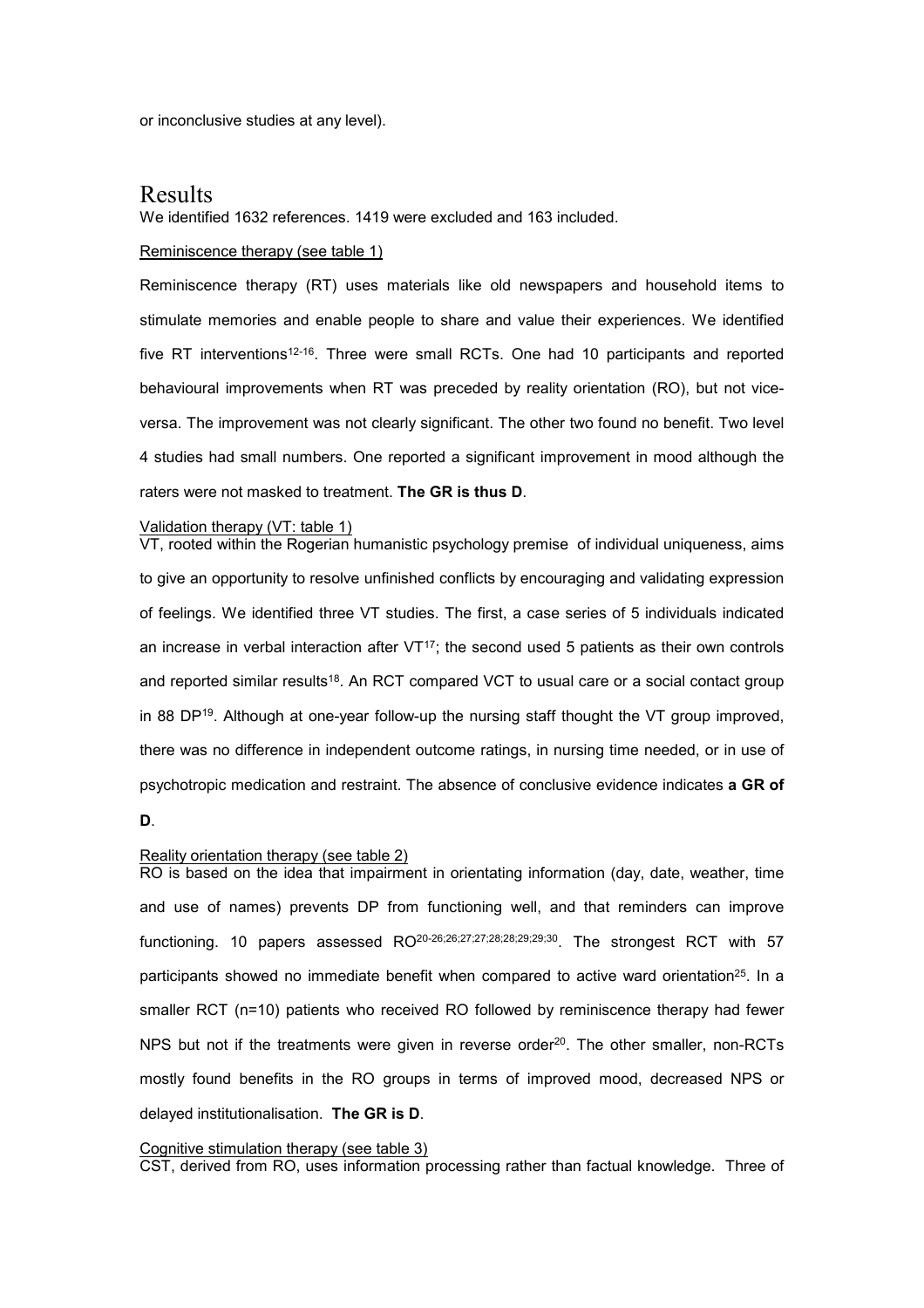or inconclusive studies at any level).

# Results

We identified 1632 references. 1419 were excluded and 163 included.

Reminiscence therapy (see table 1)

Reminiscence therapy (RT) uses materials like old newspapers and household items to stimulate memories and enable people to share and value their experiences. We identified five RT interventions[12-16]. Three were small RCTs. One had 10 participants and reported behavioural improvements when RT was preceded by reality orientation (RO), but not vice-versa. The improvement was not clearly significant. The other two found no benefit. Two level 4 studies had small numbers. One reported a significant improvement in mood although the raters were not masked to treatment. **The GR is thus D**.

Validation therapy (VT: table 1)

VT, rooted within the Rogerian humanistic psychology premise of individual uniqueness, aims to give an opportunity to resolve unfinished conflicts by encouraging and validating expression of feelings. We identified three VT studies. The first, a case series of 5 individuals indicated an increase in verbal interaction after VT[17]; the second used 5 patients as their own controls and reported similar results[18]. An RCT compared VCT to usual care or a social contact group in 88 DP[19]. Although at one-year follow-up the nursing staff thought the VT group improved, there was no difference in independent outcome ratings, in nursing time needed, or in use of psychotropic medication and restraint. The absence of conclusive evidence indicates **a GR of D**.

Reality orientation therapy (see table 2)

RO is based on the idea that impairment in orientating information (day, date, weather, time and use of names) prevents DP from functioning well, and that reminders can improve functioning. 10 papers assessed RO[20-26;26;27;27;28;28;29;29;30]. The strongest RCT with 57 participants showed no immediate benefit when compared to active ward orientation[25]. In a smaller RCT (n=10) patients who received RO followed by reminiscence therapy had fewer NPS but not if the treatments were given in reverse order[20]. The other smaller, non-RCTs mostly found benefits in the RO groups in terms of improved mood, decreased NPS or delayed institutionalisation. **The GR is D**.

Cognitive stimulation therapy (see table 3)

CST, derived from RO, uses information processing rather than factual knowledge. Three of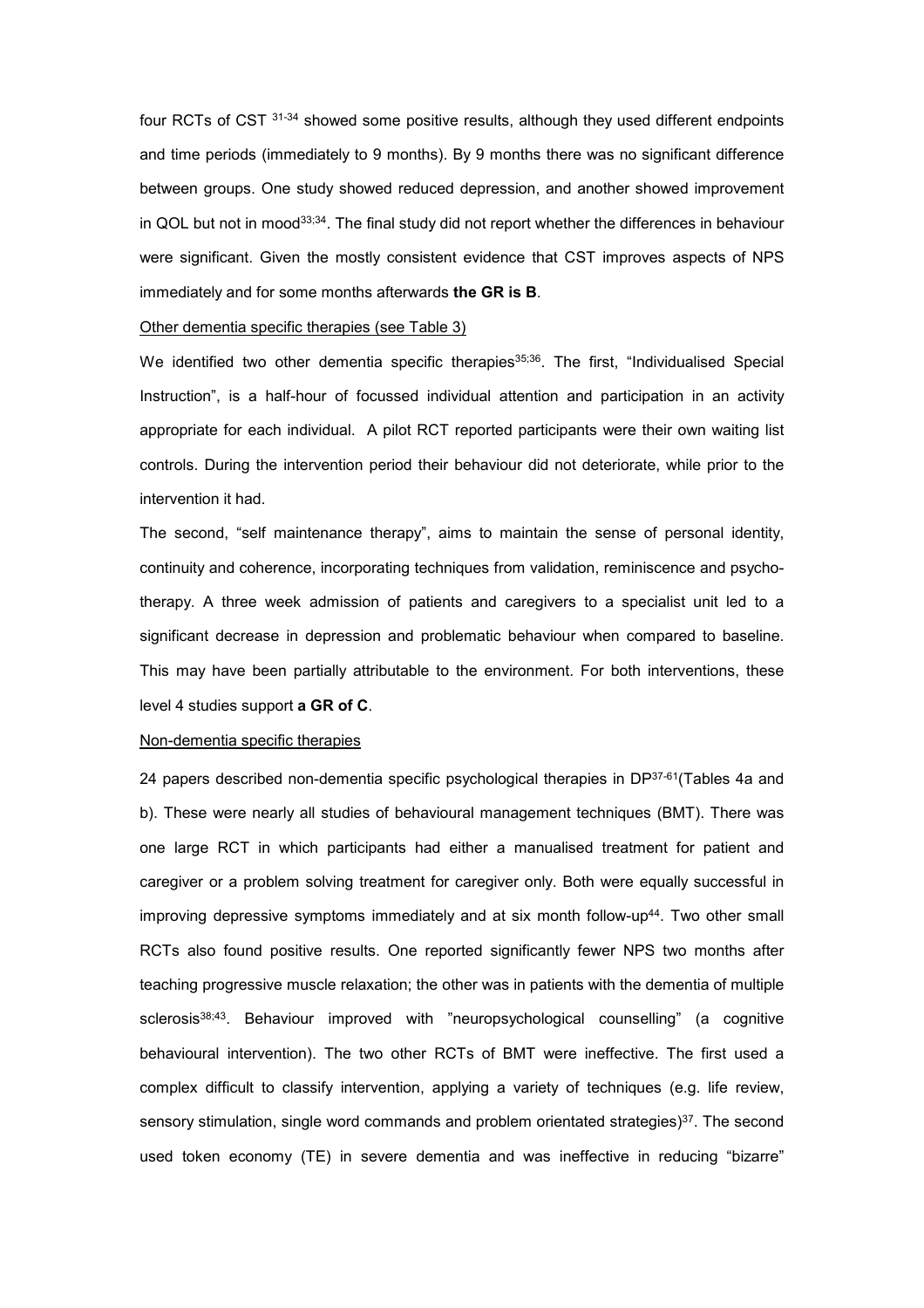four RCTs of CST [31-34] showed some positive results, although they used different endpoints and time periods (immediately to 9 months). By 9 months there was no significant difference between groups. One study showed reduced depression, and another showed improvement in QOL but not in mood[33;34]. The final study did not report whether the differences in behaviour were significant. Given the mostly consistent evidence that CST improves aspects of NPS immediately and for some months afterwards **the GR is B**.

Other dementia specific therapies (see Table 3)

We identified two other dementia specific therapies[35;36]. The first, "Individualised Special Instruction", is a half-hour of focussed individual attention and participation in an activity appropriate for each individual. A pilot RCT reported participants were their own waiting list controls. During the intervention period their behaviour did not deteriorate, while prior to the intervention it had.

The second, "self maintenance therapy", aims to maintain the sense of personal identity, continuity and coherence, incorporating techniques from validation, reminiscence and psycho-therapy. A three week admission of patients and caregivers to a specialist unit led to a significant decrease in depression and problematic behaviour when compared to baseline. This may have been partially attributable to the environment. For both interventions, these level 4 studies support **a GR of C**.

Non-dementia specific therapies

24 papers described non-dementia specific psychological therapies in DP[37-61](Tables 4a and b). These were nearly all studies of behavioural management techniques (BMT). There was one large RCT in which participants had either a manualised treatment for patient and caregiver or a problem solving treatment for caregiver only. Both were equally successful in improving depressive symptoms immediately and at six month follow-up[44]. Two other small RCTs also found positive results. One reported significantly fewer NPS two months after teaching progressive muscle relaxation; the other was in patients with the dementia of multiple sclerosis[38;43]. Behaviour improved with "neuropsychological counselling" (a cognitive behavioural intervention). The two other RCTs of BMT were ineffective. The first used a complex difficult to classify intervention, applying a variety of techniques (e.g. life review, sensory stimulation, single word commands and problem orientated strategies)[37]. The second used token economy (TE) in severe dementia and was ineffective in reducing "bizarre"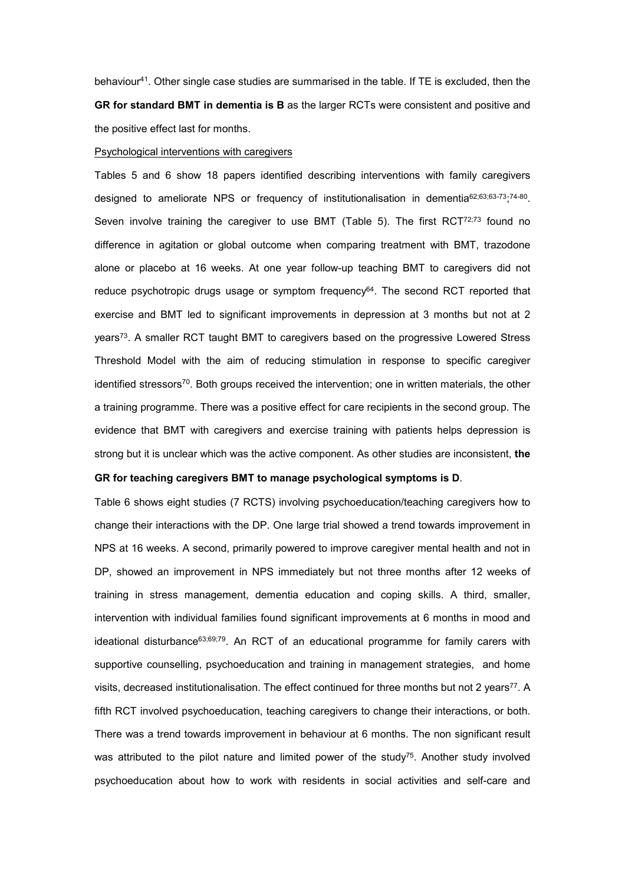behaviour[41]. Other single case studies are summarised in the table. If TE is excluded, then the **GR for standard BMT in dementia is B** as the larger RCTs were consistent and positive and the positive effect last for months.

Psychological interventions with caregivers

Tables 5 and 6 show 18 papers identified describing interventions with family caregivers designed to ameliorate NPS or frequency of institutionalisation in dementia[62;63;63-73;74-80]. Seven involve training the caregiver to use BMT (Table 5). The first RCT[72;73] found no difference in agitation or global outcome when comparing treatment with BMT, trazodone alone or placebo at 16 weeks. At one year follow-up teaching BMT to caregivers did not reduce psychotropic drugs usage or symptom frequency[64]. The second RCT reported that exercise and BMT led to significant improvements in depression at 3 months but not at 2 years[73]. A smaller RCT taught BMT to caregivers based on the progressive Lowered Stress Threshold Model with the aim of reducing stimulation in response to specific caregiver identified stressors[70]. Both groups received the intervention; one in written materials, the other a training programme. There was a positive effect for care recipients in the second group. The evidence that BMT with caregivers and exercise training with patients helps depression is strong but it is unclear which was the active component. As other studies are inconsistent, **the GR for teaching caregivers BMT to manage psychological symptoms is D**.

Table 6 shows eight studies (7 RCTS) involving psychoeducation/teaching caregivers how to change their interactions with the DP. One large trial showed a trend towards improvement in NPS at 16 weeks. A second, primarily powered to improve caregiver mental health and not in DP, showed an improvement in NPS immediately but not three months after 12 weeks of training in stress management, dementia education and coping skills. A third, smaller, intervention with individual families found significant improvements at 6 months in mood and ideational disturbance[63;69;79]. An RCT of an educational programme for family carers with supportive counselling, psychoeducation and training in management strategies, and home visits, decreased institutionalisation. The effect continued for three months but not 2 years[77]. A fifth RCT involved psychoeducation, teaching caregivers to change their interactions, or both. There was a trend towards improvement in behaviour at 6 months. The non significant result was attributed to the pilot nature and limited power of the study[75]. Another study involved psychoeducation about how to work with residents in social activities and self-care and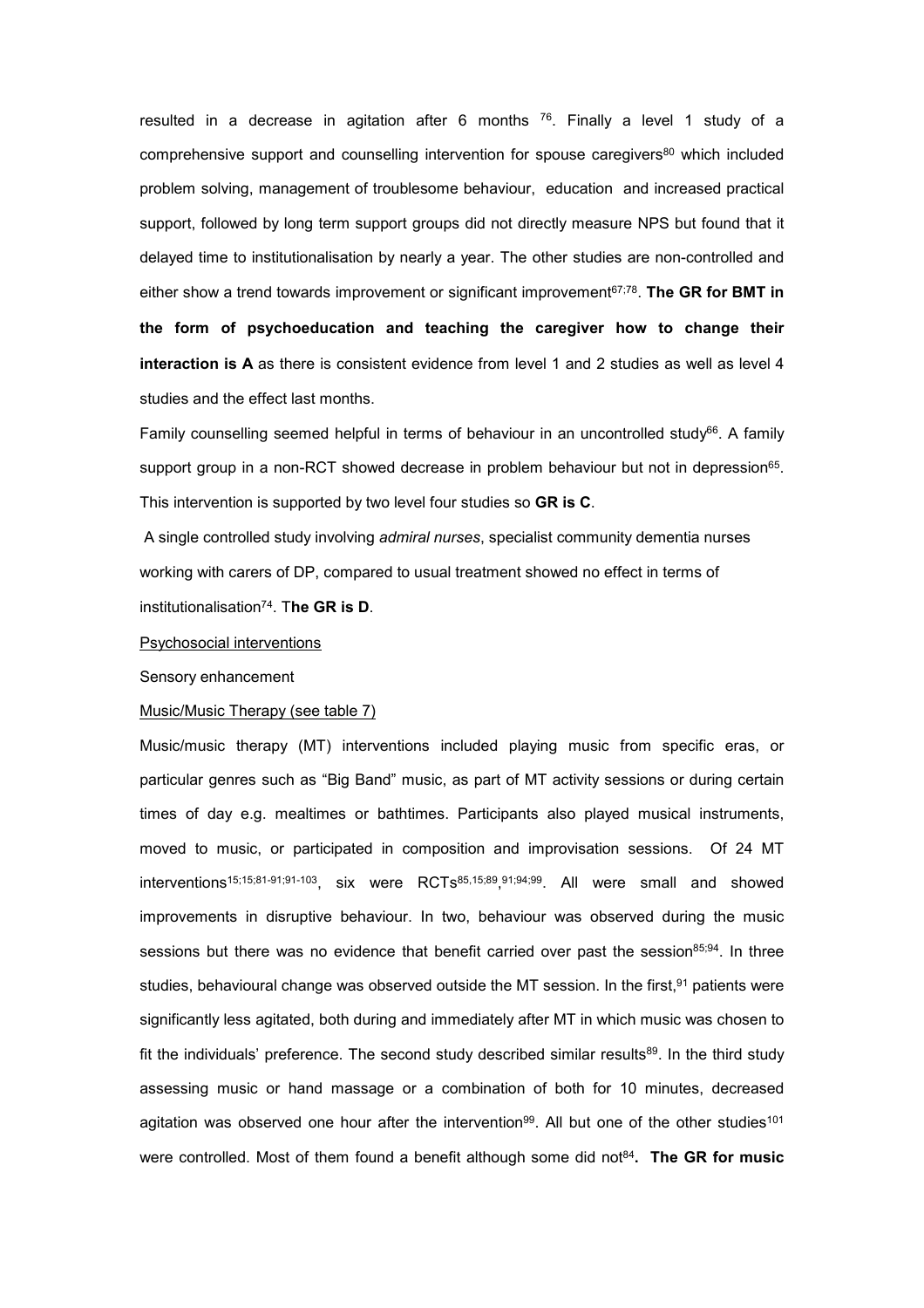resulted in a decrease in agitation after 6 months [76]. Finally a level 1 study of a comprehensive support and counselling intervention for spouse caregivers[80] which included problem solving, management of troublesome behaviour, education and increased practical support, followed by long term support groups did not directly measure NPS but found that it delayed time to institutionalisation by nearly a year. The other studies are non-controlled and either show a trend towards improvement or significant improvement[67;78]. **The GR for BMT in the form of psychoeducation and teaching the caregiver how to change their interaction is A** as there is consistent evidence from level 1 and 2 studies as well as level 4 studies and the effect last months.

Family counselling seemed helpful in terms of behaviour in an uncontrolled study[66]. A family support group in a non-RCT showed decrease in problem behaviour but not in depression[65]. This intervention is supported by two level four studies so **GR is C**.

A single controlled study involving *admiral nurses*, specialist community dementia nurses working with carers of DP, compared to usual treatment showed no effect in terms of institutionalisation[74]. T**he GR is D**.

Psychosocial interventions

Sensory enhancement

Music/Music Therapy (see table 7)

Music/music therapy (MT) interventions included playing music from specific eras, or particular genres such as "Big Band" music, as part of MT activity sessions or during certain times of day e.g. mealtimes or bathtimes. Participants also played musical instruments, moved to music, or participated in composition and improvisation sessions. Of 24 MT interventions[15;15;81-91;91-103], six were RCTs[85,15;89,91;94;99]. All were small and showed improvements in disruptive behaviour. In two, behaviour was observed during the music sessions but there was no evidence that benefit carried over past the session[85;94]. In three studies, behavioural change was observed outside the MT session. In the first,[91] patients were significantly less agitated, both during and immediately after MT in which music was chosen to fit the individuals' preference. The second study described similar results[89]. In the third study assessing music or hand massage or a combination of both for 10 minutes, decreased agitation was observed one hour after the intervention[99]. All but one of the other studies[101] were controlled. Most of them found a benefit although some did not[84]**. The GR for music**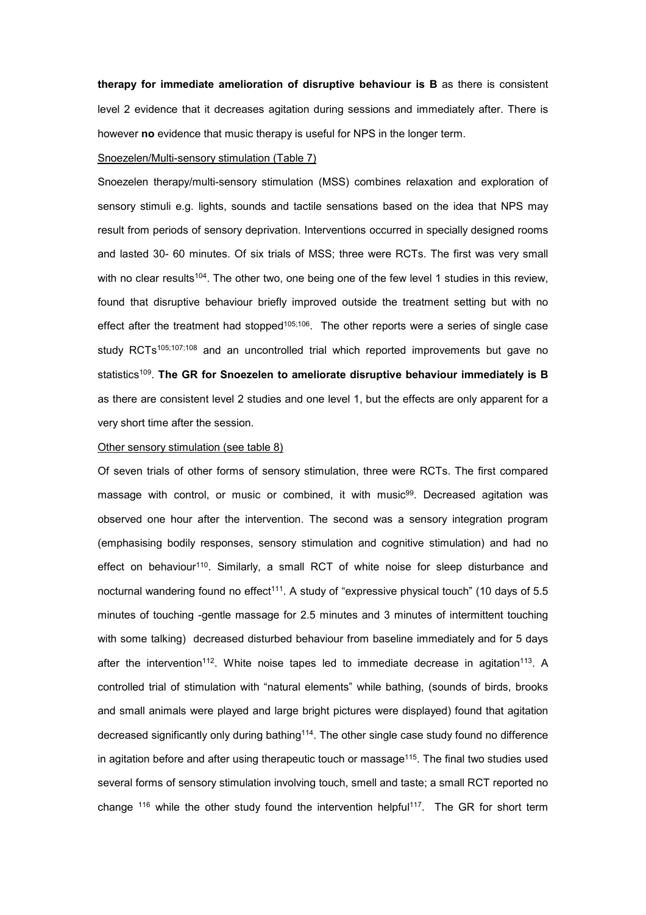**therapy for immediate amelioration of disruptive behaviour is B** as there is consistent level 2 evidence that it decreases agitation during sessions and immediately after. There is however **no** evidence that music therapy is useful for NPS in the longer term.

Snoezelen/Multi-sensory stimulation (Table 7)

Snoezelen therapy/multi-sensory stimulation (MSS) combines relaxation and exploration of sensory stimuli e.g. lights, sounds and tactile sensations based on the idea that NPS may result from periods of sensory deprivation. Interventions occurred in specially designed rooms and lasted 30- 60 minutes. Of six trials of MSS; three were RCTs. The first was very small with no clear results[104]. The other two, one being one of the few level 1 studies in this review, found that disruptive behaviour briefly improved outside the treatment setting but with no effect after the treatment had stopped[105;106]. The other reports were a series of single case study RCTs[105;107;108] and an uncontrolled trial which reported improvements but gave no statistics[109]. **The GR for Snoezelen to ameliorate disruptive behaviour immediately is B** as there are consistent level 2 studies and one level 1, but the effects are only apparent for a very short time after the session.

Other sensory stimulation (see table 8)

Of seven trials of other forms of sensory stimulation, three were RCTs. The first compared massage with control, or music or combined, it with music[99]. Decreased agitation was observed one hour after the intervention. The second was a sensory integration program (emphasising bodily responses, sensory stimulation and cognitive stimulation) and had no effect on behaviour[110]. Similarly, a small RCT of white noise for sleep disturbance and nocturnal wandering found no effect[111]. A study of "expressive physical touch" (10 days of 5.5 minutes of touching -gentle massage for 2.5 minutes and 3 minutes of intermittent touching with some talking) decreased disturbed behaviour from baseline immediately and for 5 days after the intervention[112]. White noise tapes led to immediate decrease in agitation[113]. A controlled trial of stimulation with "natural elements" while bathing, (sounds of birds, brooks and small animals were played and large bright pictures were displayed) found that agitation decreased significantly only during bathing[114]. The other single case study found no difference in agitation before and after using therapeutic touch or massage[115]. The final two studies used several forms of sensory stimulation involving touch, smell and taste; a small RCT reported no change [116] while the other study found the intervention helpful[117]. The GR for short term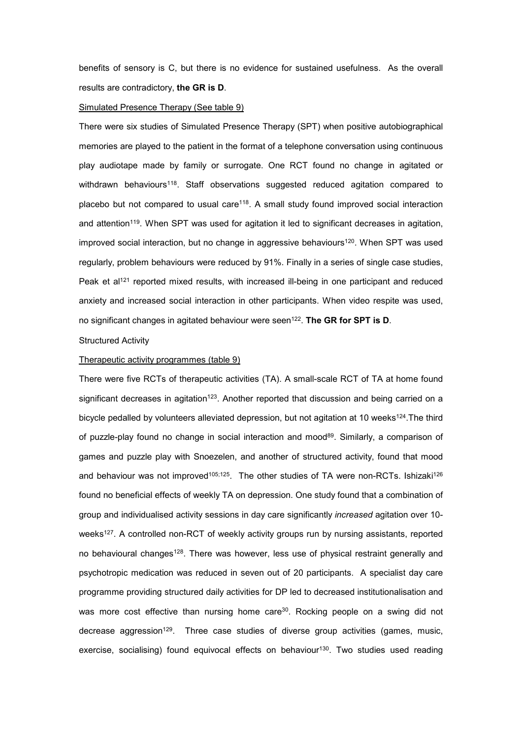benefits of sensory is C, but there is no evidence for sustained usefulness. As the overall results are contradictory, **the GR is D**.

Simulated Presence Therapy (See table 9)

There were six studies of Simulated Presence Therapy (SPT) when positive autobiographical memories are played to the patient in the format of a telephone conversation using continuous play audiotape made by family or surrogate. One RCT found no change in agitated or withdrawn behaviours[118]. Staff observations suggested reduced agitation compared to placebo but not compared to usual care[118]. A small study found improved social interaction and attention[119]. When SPT was used for agitation it led to significant decreases in agitation, improved social interaction, but no change in aggressive behaviours[120]. When SPT was used regularly, problem behaviours were reduced by 91%. Finally in a series of single case studies, Peak et al[121] reported mixed results, with increased ill-being in one participant and reduced anxiety and increased social interaction in other participants. When video respite was used, no significant changes in agitated behaviour were seen[122]. **The GR for SPT is D**.

Structured Activity

Therapeutic activity programmes (table 9)

There were five RCTs of therapeutic activities (TA). A small-scale RCT of TA at home found significant decreases in agitation[123]. Another reported that discussion and being carried on a bicycle pedalled by volunteers alleviated depression, but not agitation at 10 weeks[124]. The third of puzzle-play found no change in social interaction and mood[89]. Similarly, a comparison of games and puzzle play with Snoezelen, and another of structured activity, found that mood and behaviour was not improved[105;125]. The other studies of TA were non-RCTs. Ishizaki[126] found no beneficial effects of weekly TA on depression. One study found that a combination of group and individualised activity sessions in day care significantly *increased* agitation over 10-weeks[127]. A controlled non-RCT of weekly activity groups run by nursing assistants, reported no behavioural changes[128]. There was however, less use of physical restraint generally and psychotropic medication was reduced in seven out of 20 participants. A specialist day care programme providing structured daily activities for DP led to decreased institutionalisation and was more cost effective than nursing home care[30]. Rocking people on a swing did not decrease aggression[129]. Three case studies of diverse group activities (games, music, exercise, socialising) found equivocal effects on behaviour[130]. Two studies used reading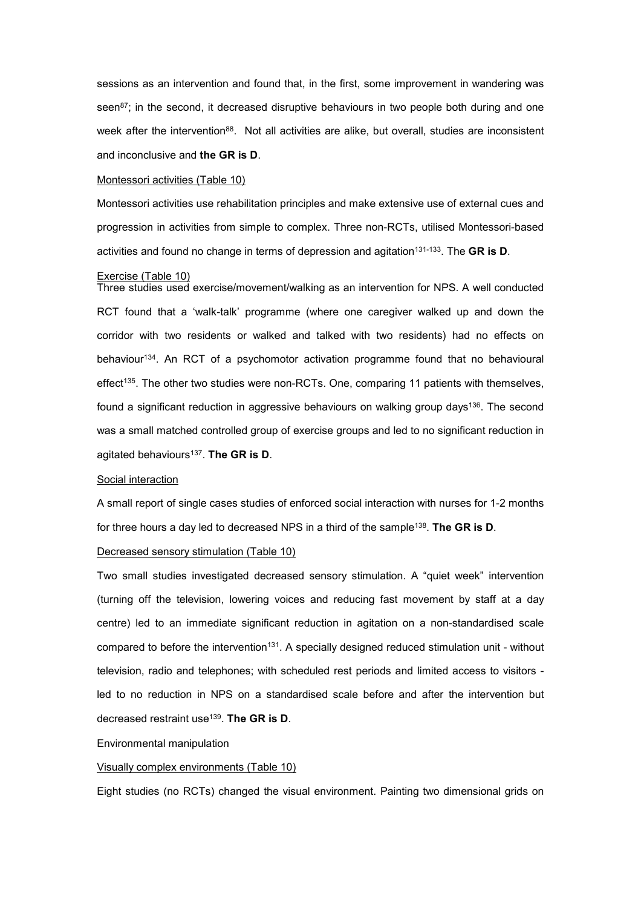sessions as an intervention and found that, in the first, some improvement in wandering was seen[87]; in the second, it decreased disruptive behaviours in two people both during and one week after the intervention[88]. Not all activities are alike, but overall, studies are inconsistent and inconclusive and **the GR is D**.

Montessori activities (Table 10)

Montessori activities use rehabilitation principles and make extensive use of external cues and progression in activities from simple to complex. Three non-RCTs, utilised Montessori-based activities and found no change in terms of depression and agitation[131-133]. The **GR is D**.

Exercise (Table 10)

Three studies used exercise/movement/walking as an intervention for NPS. A well conducted RCT found that a 'walk-talk' programme (where one caregiver walked up and down the corridor with two residents or walked and talked with two residents) had no effects on behaviour[134]. An RCT of a psychomotor activation programme found that no behavioural effect[135]. The other two studies were non-RCTs. One, comparing 11 patients with themselves, found a significant reduction in aggressive behaviours on walking group days[136]. The second was a small matched controlled group of exercise groups and led to no significant reduction in agitated behaviours[137]. **The GR is D**.

Social interaction

A small report of single cases studies of enforced social interaction with nurses for 1-2 months for three hours a day led to decreased NPS in a third of the sample[138]. **The GR is D**.

Decreased sensory stimulation (Table 10)

Two small studies investigated decreased sensory stimulation. A "quiet week" intervention (turning off the television, lowering voices and reducing fast movement by staff at a day centre) led to an immediate significant reduction in agitation on a non-standardised scale compared to before the intervention[131]. A specially designed reduced stimulation unit - without television, radio and telephones; with scheduled rest periods and limited access to visitors - led to no reduction in NPS on a standardised scale before and after the intervention but decreased restraint use[139]. **The GR is D**.

Environmental manipulation

Visually complex environments (Table 10)

Eight studies (no RCTs) changed the visual environment. Painting two dimensional grids on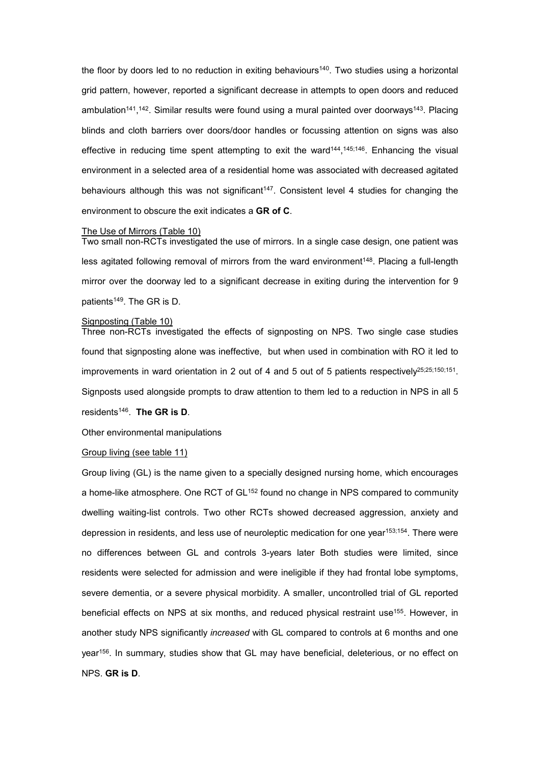the floor by doors led to no reduction in exiting behaviours[140]. Two studies using a horizontal grid pattern, however, reported a significant decrease in attempts to open doors and reduced ambulation[141],[142]. Similar results were found using a mural painted over doorways[143]. Placing blinds and cloth barriers over doors/door handles or focussing attention on signs was also effective in reducing time spent attempting to exit the ward[144],[145;146]. Enhancing the visual environment in a selected area of a residential home was associated with decreased agitated behaviours although this was not significant[147]. Consistent level 4 studies for changing the environment to obscure the exit indicates a **GR of C**.

The Use of Mirrors (Table 10)

Two small non-RCTs investigated the use of mirrors. In a single case design, one patient was less agitated following removal of mirrors from the ward environment[148]. Placing a full-length mirror over the doorway led to a significant decrease in exiting during the intervention for 9 patients[149]. The GR is D.

Signposting (Table 10)

Three non-RCTs investigated the effects of signposting on NPS. Two single case studies found that signposting alone was ineffective, but when used in combination with RO it led to improvements in ward orientation in 2 out of 4 and 5 out of 5 patients respectively[25;25;150;151]. Signposts used alongside prompts to draw attention to them led to a reduction in NPS in all 5 residents[146]. **The GR is D**.

Other environmental manipulations

Group living (see table 11)

Group living (GL) is the name given to a specially designed nursing home, which encourages a home-like atmosphere. One RCT of GL[152] found no change in NPS compared to community dwelling waiting-list controls. Two other RCTs showed decreased aggression, anxiety and depression in residents, and less use of neuroleptic medication for one year[153;154]. There were no differences between GL and controls 3-years later Both studies were limited, since residents were selected for admission and were ineligible if they had frontal lobe symptoms, severe dementia, or a severe physical morbidity. A smaller, uncontrolled trial of GL reported beneficial effects on NPS at six months, and reduced physical restraint use[155]. However, in another study NPS significantly *increased* with GL compared to controls at 6 months and one year[156]. In summary, studies show that GL may have beneficial, deleterious, or no effect on NPS. **GR is D**.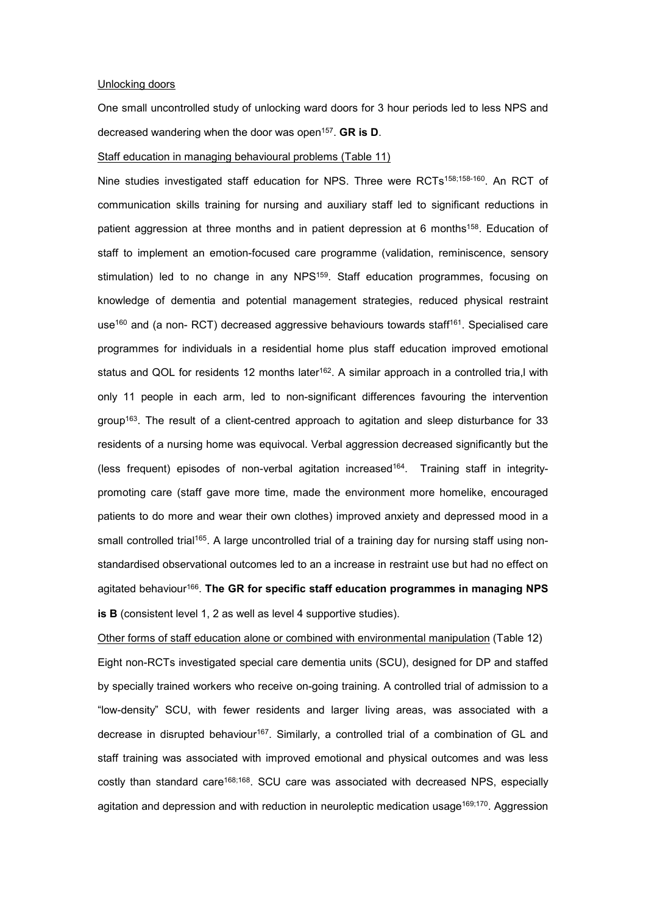Unlocking doors

One small uncontrolled study of unlocking ward doors for 3 hour periods led to less NPS and decreased wandering when the door was open[157]. **GR is D**.

Staff education in managing behavioural problems (Table 11)

Nine studies investigated staff education for NPS. Three were RCTs[158;158-160]. An RCT of communication skills training for nursing and auxiliary staff led to significant reductions in patient aggression at three months and in patient depression at 6 months[158]. Education of staff to implement an emotion-focused care programme (validation, reminiscence, sensory stimulation) led to no change in any NPS[159]. Staff education programmes, focusing on knowledge of dementia and potential management strategies, reduced physical restraint use[160] and (a non- RCT) decreased aggressive behaviours towards staff[161]. Specialised care programmes for individuals in a residential home plus staff education improved emotional status and QOL for residents 12 months later[162]. A similar approach in a controlled tria,l with only 11 people in each arm, led to non-significant differences favouring the intervention group[163]. The result of a client-centred approach to agitation and sleep disturbance for 33 residents of a nursing home was equivocal. Verbal aggression decreased significantly but the (less frequent) episodes of non-verbal agitation increased[164]. Training staff in integrity-promoting care (staff gave more time, made the environment more homelike, encouraged patients to do more and wear their own clothes) improved anxiety and depressed mood in a small controlled trial[165]. A large uncontrolled trial of a training day for nursing staff using non-standardised observational outcomes led to an a increase in restraint use but had no effect on agitated behaviour[166]. **The GR for specific staff education programmes in managing NPS is B** (consistent level 1, 2 as well as level 4 supportive studies).

Other forms of staff education alone or combined with environmental manipulation (Table 12)

Eight non-RCTs investigated special care dementia units (SCU), designed for DP and staffed by specially trained workers who receive on-going training. A controlled trial of admission to a "low-density" SCU, with fewer residents and larger living areas, was associated with a decrease in disrupted behaviour[167]. Similarly, a controlled trial of a combination of GL and staff training was associated with improved emotional and physical outcomes and was less costly than standard care[168;168]. SCU care was associated with decreased NPS, especially agitation and depression and with reduction in neuroleptic medication usage[169;170]. Aggression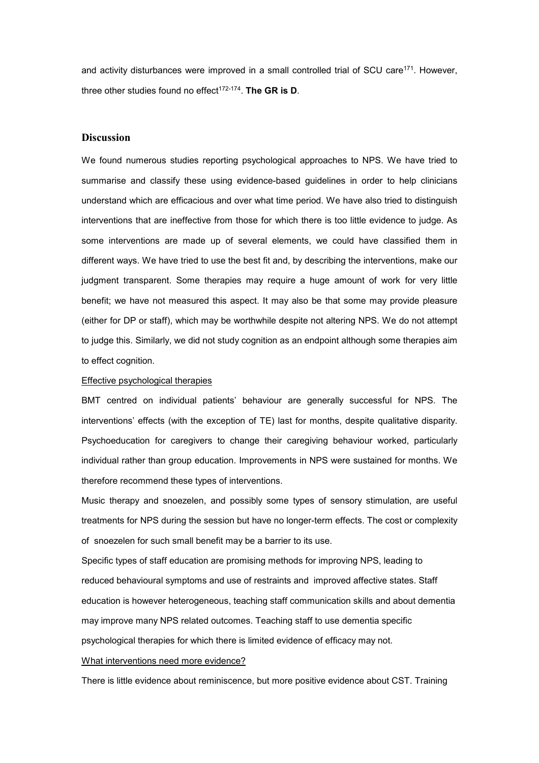and activity disturbances were improved in a small controlled trial of SCU care[171]. However, three other studies found no effect[172-174]. **The GR is D**.

## Discussion

We found numerous studies reporting psychological approaches to NPS. We have tried to summarise and classify these using evidence-based guidelines in order to help clinicians understand which are efficacious and over what time period. We have also tried to distinguish interventions that are ineffective from those for which there is too little evidence to judge. As some interventions are made up of several elements, we could have classified them in different ways. We have tried to use the best fit and, by describing the interventions, make our judgment transparent. Some therapies may require a huge amount of work for very little benefit; we have not measured this aspect. It may also be that some may provide pleasure (either for DP or staff), which may be worthwhile despite not altering NPS. We do not attempt to judge this. Similarly, we did not study cognition as an endpoint although some therapies aim to effect cognition.

### Effective psychological therapies

BMT centred on individual patients' behaviour are generally successful for NPS. The interventions' effects (with the exception of TE) last for months, despite qualitative disparity. Psychoeducation for caregivers to change their caregiving behaviour worked, particularly individual rather than group education. Improvements in NPS were sustained for months. We therefore recommend these types of interventions.

Music therapy and snoezelen, and possibly some types of sensory stimulation, are useful treatments for NPS during the session but have no longer-term effects. The cost or complexity of snoezelen for such small benefit may be a barrier to its use.

Specific types of staff education are promising methods for improving NPS, leading to reduced behavioural symptoms and use of restraints and improved affective states. Staff education is however heterogeneous, teaching staff communication skills and about dementia may improve many NPS related outcomes. Teaching staff to use dementia specific psychological therapies for which there is limited evidence of efficacy may not.

### What interventions need more evidence?

There is little evidence about reminiscence, but more positive evidence about CST. Training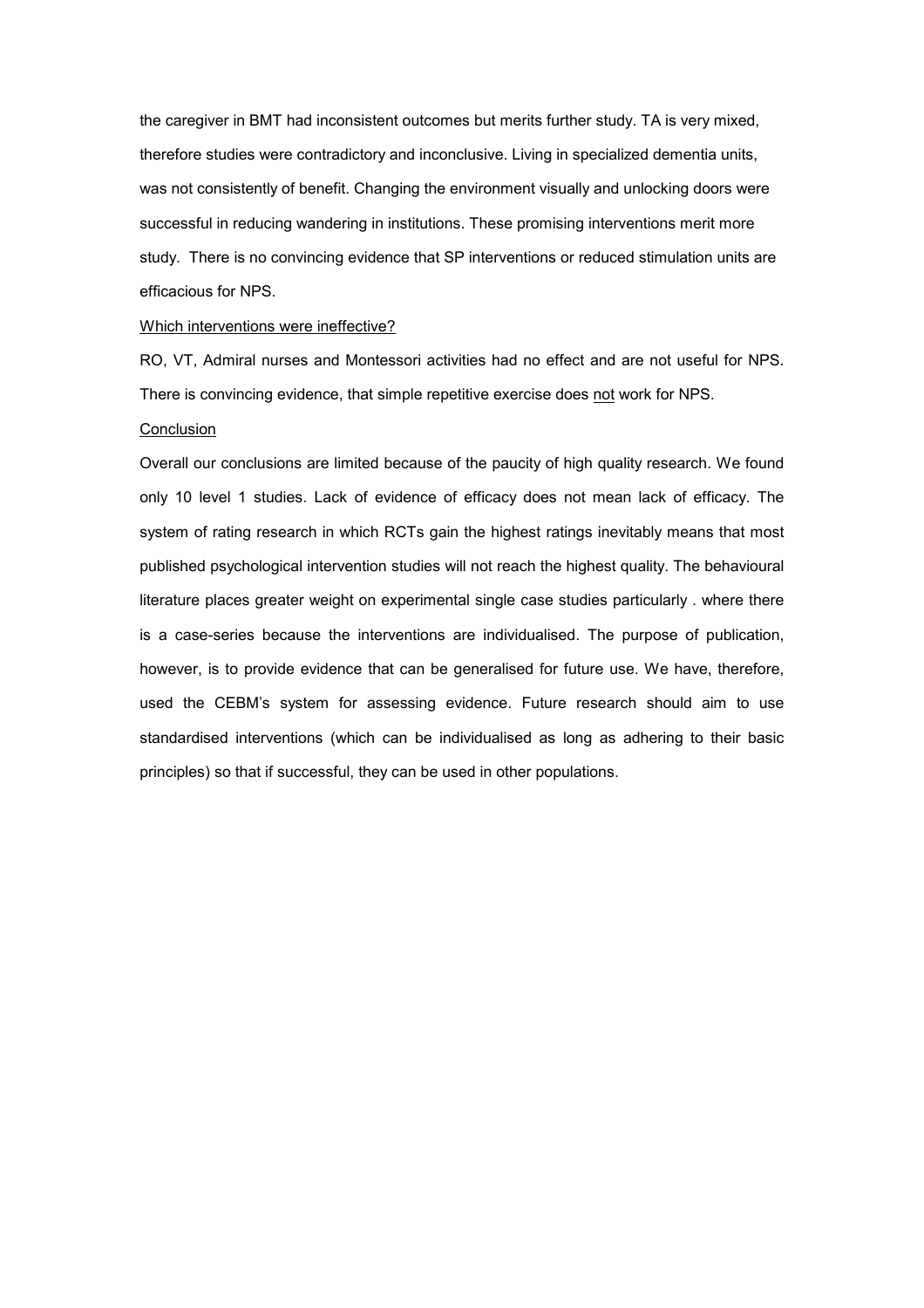the caregiver in BMT had inconsistent outcomes but merits further study. TA is very mixed, therefore studies were contradictory and inconclusive. Living in specialized dementia units, was not consistently of benefit. Changing the environment visually and unlocking doors were successful in reducing wandering in institutions. These promising interventions merit more study. There is no convincing evidence that SP interventions or reduced stimulation units are efficacious for NPS.

<u>Which interventions were ineffective?</u>

RO, VT, Admiral nurses and Montessori activities had no effect and are not useful for NPS. There is convincing evidence, that simple repetitive exercise does <u>not</u> work for NPS.

<u>Conclusion</u>

Overall our conclusions are limited because of the paucity of high quality research. We found only 10 level 1 studies. Lack of evidence of efficacy does not mean lack of efficacy. The system of rating research in which RCTs gain the highest ratings inevitably means that most published psychological intervention studies will not reach the highest quality. The behavioural literature places greater weight on experimental single case studies particularly . where there is a case-series because the interventions are individualised. The purpose of publication, however, is to provide evidence that can be generalised for future use. We have, therefore, used the CEBM's system for assessing evidence. Future research should aim to use standardised interventions (which can be individualised as long as adhering to their basic principles) so that if successful, they can be used in other populations.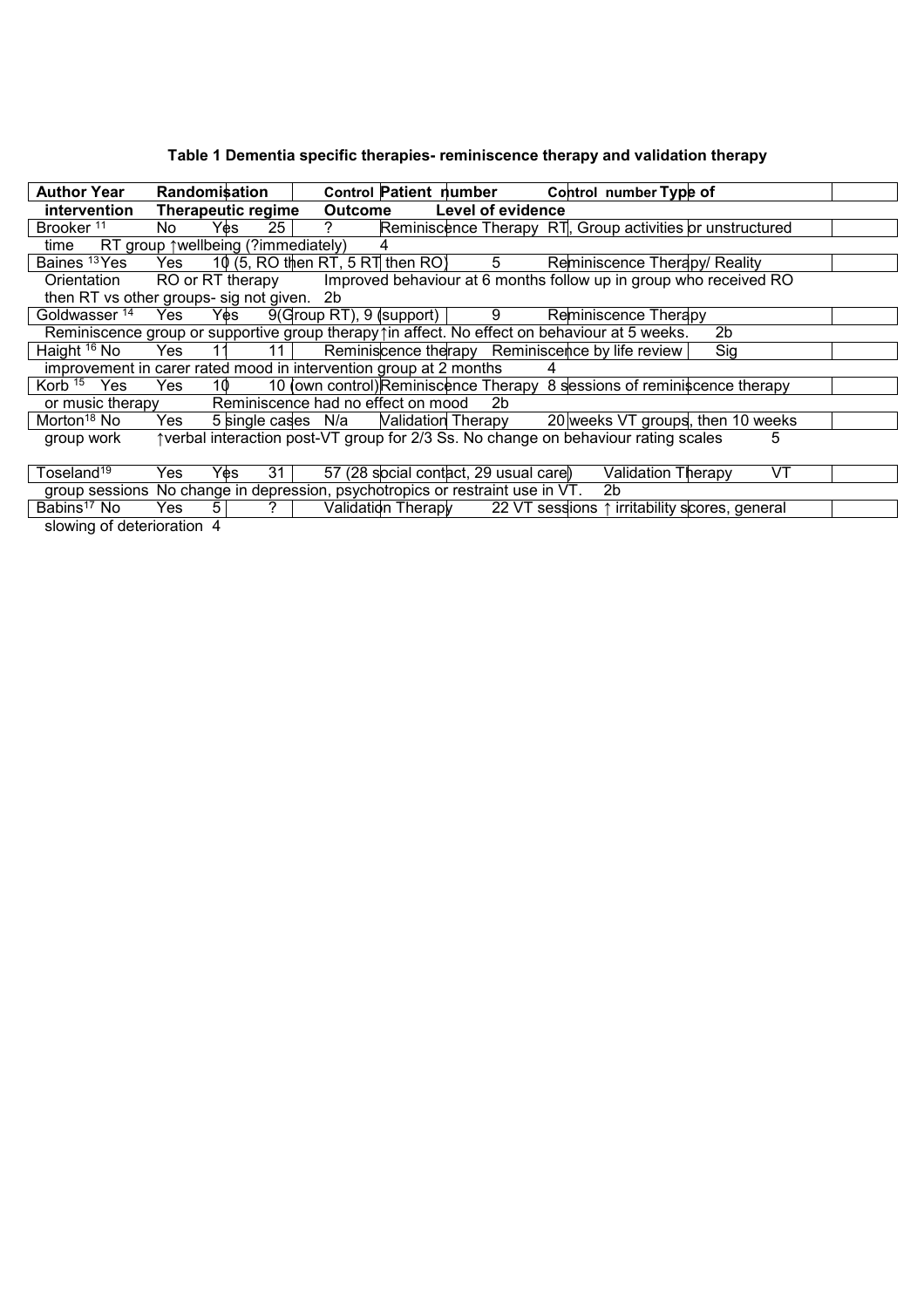**Table 1 Dementia specific therapies- reminiscence therapy and validation therapy**

| Author Year | Randomisation | Control | Patient number | Control number | Type of intervention | Therapeutic regime | Outcome | Level of evidence |
|---|---|---|---|---|---|---|---|---|
| Brooker [11] | No | Yes | 25 | ? | Reminiscence Therapy | RT, Group activities or unstructured time | RT group ↑wellbeing (?immediately) | 4 |
| Baines [13] | Yes | Yes | 10 (5, RO then RT, 5 RT then RO) | 5 | Reminiscence Therapy/ Reality Orientation | RO or RT therapy | Improved behaviour at 6 months follow up in group who received RO then RT vs other groups- sig not given. | 2b |
| Goldwasser [14] | Yes | Yes | 9(Group RT), 9 (support) | 9 | Reminiscence Therapy | Reminiscence group or supportive group therapy | ↑in affect. No effect on behaviour at 5 weeks. | 2b |
| Haight [16] | No | Yes | 11 | 11 | Reminiscence therapy | Reminiscence by life review | Sig improvement in carer rated mood in intervention group at 2 months | 4 |
| Korb [15] | Yes | Yes | 10 | 10 (own control) | Reminiscence Therapy | 8 sessions of reminiscence therapy or music therapy | Reminiscence had no effect on mood | 2b |
| Morton[18] | No | Yes | 5 single cases | N/a | Validation Therapy | 20 weeks VT groups, then 10 weeks group work | ↑verbal interaction post-VT group for 2/3 Ss. No change on behaviour rating scales | 5 |
| Toseland[19] | Yes | Yes | 31 | 57 (28 social contact, 29 usual care) | Validation Therapy | VT group sessions | No change in depression, psychotropics or restraint use in VT. | 2b |
| Babins[17] | No | Yes | 5 | ? | Validation Therapy | 22 VT sessions | ↑ irritability scores, general slowing of deterioration | 4 |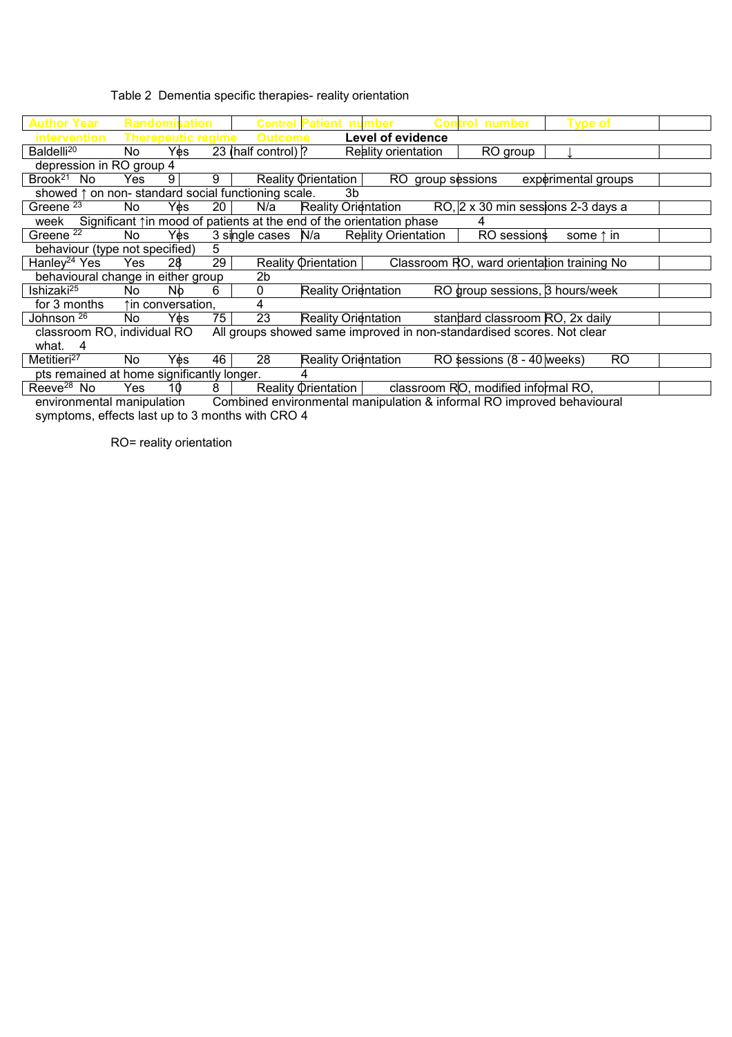Table 2 Dementia specific therapies- reality orientation

| Author Year | Randomisation | Control | Patient number | Control number | Type of intervention | Therapeutic regime | Outcome | Level of evidence |
|---|---|---|---|---|---|---|---|---|
| Baldelli[20] | No | Yes | 23 (half control) | ? | Reality orientation | RO group | ↓ depression in RO group | 4 |
| Brook[21] | No | Yes | 9 | 9 | Reality Orientation | RO group sessions | experimental groups showed ↑ on non- standard social functioning scale. | 3b |
| Greene [23] | No | Yes | 20 | N/a | Reality Orientation | RO, 2 x 30 min sessions 2-3 days a week | Significant ↑in mood of patients at the end of the orientation phase | 4 |
| Greene [22] | No | Yes | 3 single cases | N/a | Reality Orientation | RO sessions | some ↑ in behaviour (type not specified) | 5 |
| Hanley[24] | Yes | Yes | 28 | 29 | Reality Orientation | Classroom RO, ward orientation training | No behavioural change in either group | 2b |
| Ishizaki[25] | No | No | 6 | 0 | Reality Orientation | RO group sessions, 3 hours/week for 3 months | ↑in conversation, | 4 |
| Johnson [26] | No | Yes | 75 | 23 | Reality Orientation | standard classroom RO, 2x daily classroom RO, individual RO | All groups showed same improved in non-standardised scores. Not clear what. | 4 |
| Metitieri[27] | No | Yes | 46 | 28 | Reality Orientation | RO sessions (8 - 40 weeks) | RO pts remained at home significantly longer. | 4 |
| Reeve[28] | No | Yes | 10 | 8 | Reality Orientation | classroom RO, modified informal RO, environmental manipulation | Combined environmental manipulation & informal RO improved behavioural symptoms, effects last up to 3 months with CRO | 4 |

RO= reality orientation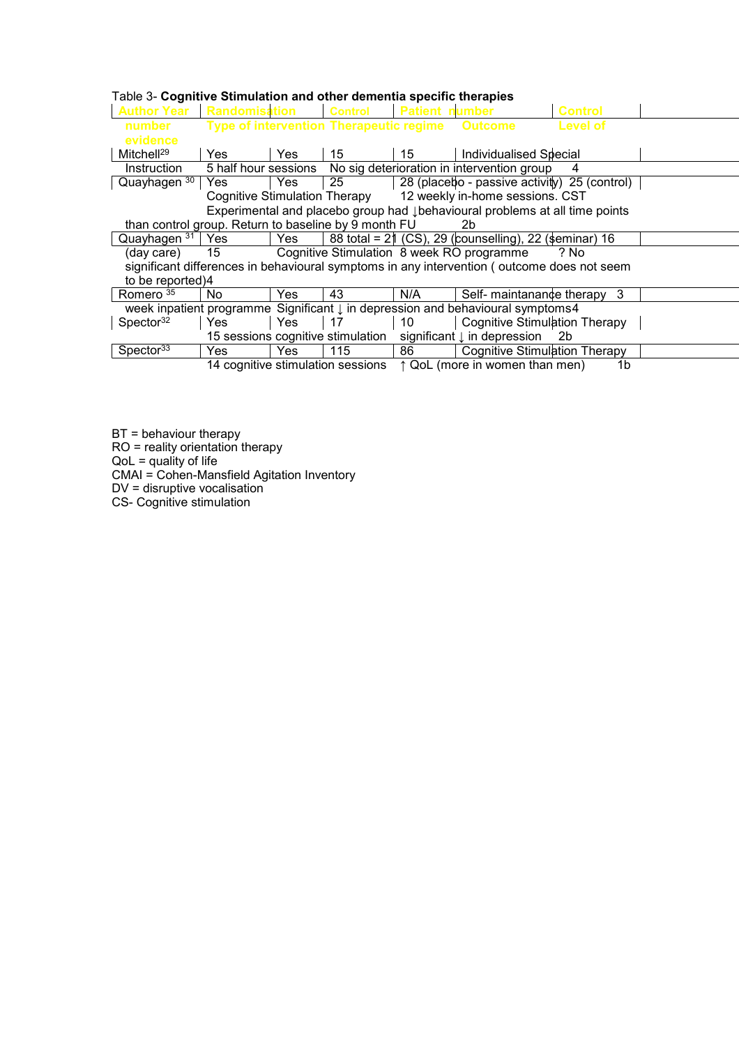Table 3- **Cognitive Stimulation and other dementia specific therapies**

| Author Year number | Randomisation | Control | Patient number | Control | Type of intervention | Therapeutic regime | Outcome | Level of evidence |
|---|---|---|---|---|---|---|---|---|
| Mitchell[29] | Yes | Yes | 15 | 15 | Individualised Special Instruction | 5 half hour sessions | No sig deterioration in intervention group | 4 |
| Quayhagen [30] | Yes | Yes | 25 | 28 (placebo - passive activity) 25 (control) | Cognitive Stimulation Therapy | 12 weekly in-home sessions. CST | Experimental and placebo group had ↓behavioural problems at all time points than control group. Return to baseline by 9 month FU | 2b |
| Quayhagen [31] | Yes | Yes | 88 total = 21 (CS), 29 (counselling), 22 (seminar) 16 (day care) | 15 | Cognitive Stimulation | 8 week RO programme | ? No significant differences in behavioural symptoms in any intervention ( outcome does not seem to be reported) | 4 |
| Romero [35] | No | Yes | 43 | N/A | Self- maintanance therapy | 3 week inpatient programme | Significant ↓ in depression and behavioural symptoms | 4 |
| Spector[32] | Yes | Yes | 17 | 10 | Cognitive Stimulation Therapy | 15 sessions cognitive stimulation | significant ↓ in depression | 2b |
| Spector[33] | Yes | Yes | 115 | 86 | Cognitive Stimulation Therapy | 14 cognitive stimulation sessions | ↑ QoL (more in women than men) | 1b |

BT = behaviour therapy
RO = reality orientation therapy
QoL = quality of life
CMAI = Cohen-Mansfield Agitation Inventory
DV = disruptive vocalisation
CS- Cognitive stimulation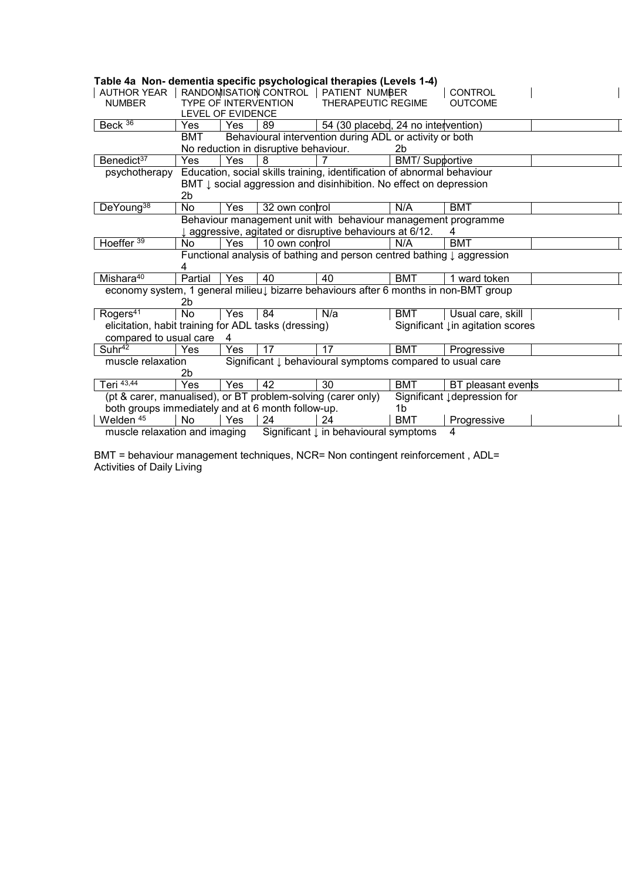**Table 4a Non- dementia specific psychological therapies (Levels 1-4)**

| AUTHOR YEAR NUMBER | RANDOMISATION | CONTROL | PATIENT NUMBER | CONTROL | TYPE OF INTERVENTION | THERAPEUTIC REGIME | OUTCOME | LEVEL OF EVIDENCE |
|---|---|---|---|---|---|---|---|---|
| Beck [36] | Yes | Yes | 89 | 54 (30 placebo, 24 no intervention) | BMT | Behavioural intervention during ADL or activity or both | No reduction in disruptive behaviour. | 2b |
| Benedict[37] | Yes | Yes | 8 | 7 | BMT/ Supportive psychotherapy | Education, social skills training, identification of abnormal behaviour | BMT ↓ social aggression and disinhibition. No effect on depression | 2b |
| DeYoung[38] | No | Yes | 32 own control | | N/A | BMT | Behaviour management unit with behaviour management programme ↓ aggressive, agitated or disruptive behaviours at 6/12. | 4 |
| Hoeffer [39] | No | Yes | 10 own control | | N/A | BMT | Functional analysis of bathing and person centred bathing ↓ aggression | 4 |
| Mishara[40] | Partial | Yes | 40 | 40 | BMT | 1 ward token economy system, 1 general milieu | ↓ bizarre behaviours after 6 months in non-BMT group | 2b |
| Rogers[41] | No | Yes | 84 | N/a | BMT | Usual care, skill elicitation, habit training for ADL tasks (dressing) | Significant ↓in agitation scores compared to usual care | 4 |
| Suhr[42] | Yes | Yes | 17 | 17 | BMT | Progressive muscle relaxation | Significant ↓ behavioural symptoms compared to usual care | 2b |
| Teri [43,44] | Yes | Yes | 42 | 30 | BMT | BT pleasant events (pt & carer, manualised), or BT problem-solving (carer only) | Significant ↓depression for both groups immediately and at 6 month follow-up. | 1b |
| Welden [45] | No | Yes | 24 | 24 | BMT | Progressive muscle relaxation and imaging | Significant ↓ in behavioural symptoms | 4 |

BMT = behaviour management techniques, NCR= Non contingent reinforcement , ADL= Activities of Daily Living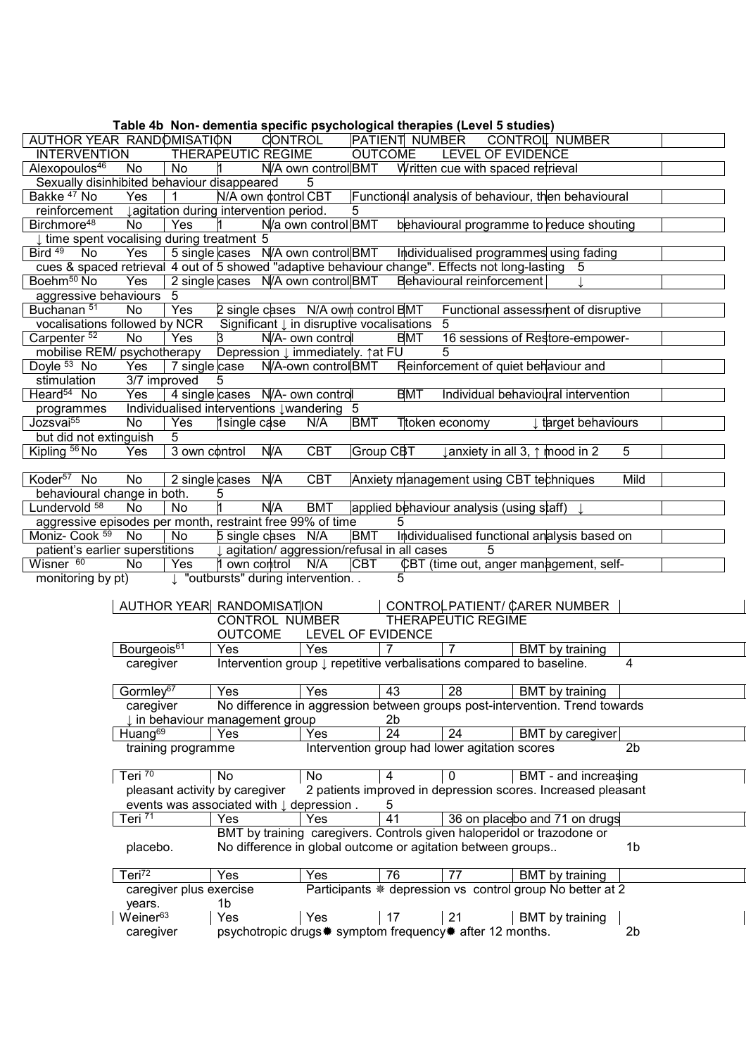**Table 4b Non- dementia specific psychological therapies (Level 5 studies)**

| AUTHOR YEAR | RANDOMISATION | CONTROL | PATIENT NUMBER | CONTROL NUMBER | INTERVENTION | THERAPEUTIC REGIME | OUTCOME | LEVEL OF EVIDENCE |
|---|---|---|---|---|---|---|---|---|
| Alexopoulos[46] | No | No | 1 | N/A own control | BMT | Written cue with spaced retrieval | Sexually disinhibited behaviour disappeared | 5 |
| Bakke [47] | No | Yes | 1 | N/A own control | CBT | Functional analysis of behaviour, then behavioural reinforcement | ↓agitation during intervention period. | 5 |
| Birchmore[48] | No | Yes | 1 | N/a own control | BMT | behavioural programme to reduce shouting | ↓ time spent vocalising during treatment | 5 |
| Bird [49] | No | Yes | 5 single cases | N/A own control | BMT | Individualised programmes using fading cues & spaced retrieval | 4 out of 5 showed "adaptive behaviour change". Effects not long-lasting | 5 |
| Boehm[50] | No | Yes | 2 single cases | N/A own control | BMT | Behavioural reinforcement | ↓ aggressive behaviours | 5 |
| Buchanan [51] | No | Yes | 2 single cases | N/A own control | BMT | Functional assessment of disruptive vocalisations followed by NCR | Significant ↓ in disruptive vocalisations | 5 |
| Carpenter [52] | No | Yes | 3 | N/A- own control | BMT | 16 sessions of Restore-empower-mobilise REM/ psychotherapy | Depression ↓ immediately. ↑at FU | 5 |
| Doyle [53] | No | Yes | 7 single case | N/A-own control | BMT | Reinforcement of quiet behaviour and stimulation | 3/7 improved | 5 |
| Heard[54] | No | Yes | 4 single cases | N/A- own control | BMT | Individual behavioural intervention programmes | Individualised interventions ↓wandering | 5 |
| Jozsvai[55] | No | Yes | 1single case | N/A | BMT | Ttoken economy | ↓ target behaviours but did not extinguish | 5 |
| Kipling [56] | No | Yes | 3 own control | N/A | CBT | Group CBT | ↓anxiety in all 3, ↑ mood in 2 | 5 |
| Koder[57] | No | No | 2 single cases | N/A | CBT | Anxiety management using CBT techniques | Mild behavioural change in both. | 5 |
| Lundervold [58] | No | No | 1 | N/A | BMT | applied behaviour analysis (using staff) | ↓ aggressive episodes per month, restraint free 99% of time | 5 |
| Moniz- Cook [59] | No | No | 5 single cases | N/A | BMT | Individualised functional analysis based on patient's earlier superstitions | ↓ agitation/ aggression/refusal in all cases | 5 |
| Wisner [60] | No | Yes | 1 own control | N/A | CBT | CBT (time out, anger management, self-monitoring by pt) | ↓ "outbursts" during intervention. . | 5 |

| AUTHOR YEAR | RANDOMISATION | CONTROL | PATIENT/ CARER NUMBER | CONTROL NUMBER | THERAPEUTIC REGIME | OUTCOME | LEVEL OF EVIDENCE |
|---|---|---|---|---|---|---|---|
| Bourgeois[61] | Yes | Yes | 7 | 7 | BMT by training caregiver | Intervention group ↓ repetitive verbalisations compared to baseline. | 4 |
| Gormley[67] | Yes | Yes | 43 | 28 | BMT by training caregiver | No difference in aggression between groups post-intervention. Trend towards ↓ in behaviour management group | 2b |
| Huang[69] | Yes | Yes | 24 | 24 | BMT by caregiver training programme | Intervention group had lower agitation scores | 2b |
| Teri [70] | No | No | 4 | 0 | BMT - and increasing pleasant activity by caregiver | 2 patients improved in depression scores. Increased pleasant events was associated with ↓ depression . | 5 |
| Teri [71] | Yes | Yes | 41 | 36 on placebo and 71 on drugs | BMT by training caregivers. Controls given haloperidol or trazodone or placebo. | No difference in global outcome or agitation between groups.. | 1b |
| Teri[72] | Yes | Yes | 76 | 77 | BMT by training caregiver plus exercise | Participants ✵ depression vs control group No better at 2 years. | 1b |
| Weiner[63] | Yes | Yes | 17 | 21 | BMT by training caregiver | psychotropic drugs✸ symptom frequency✸ after 12 months. | 2b |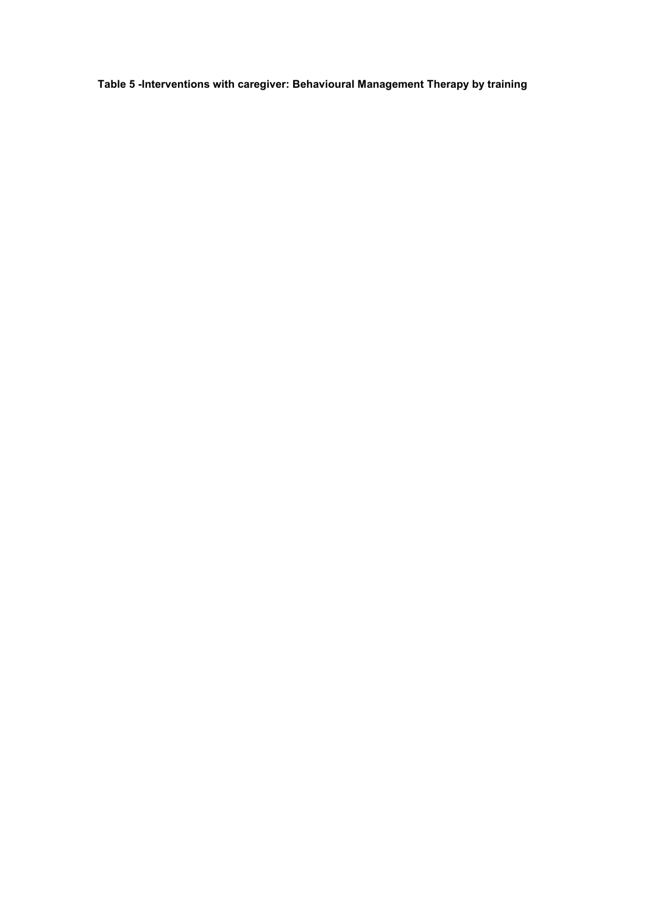**Table 5 -Interventions with caregiver: Behavioural Management Therapy by training**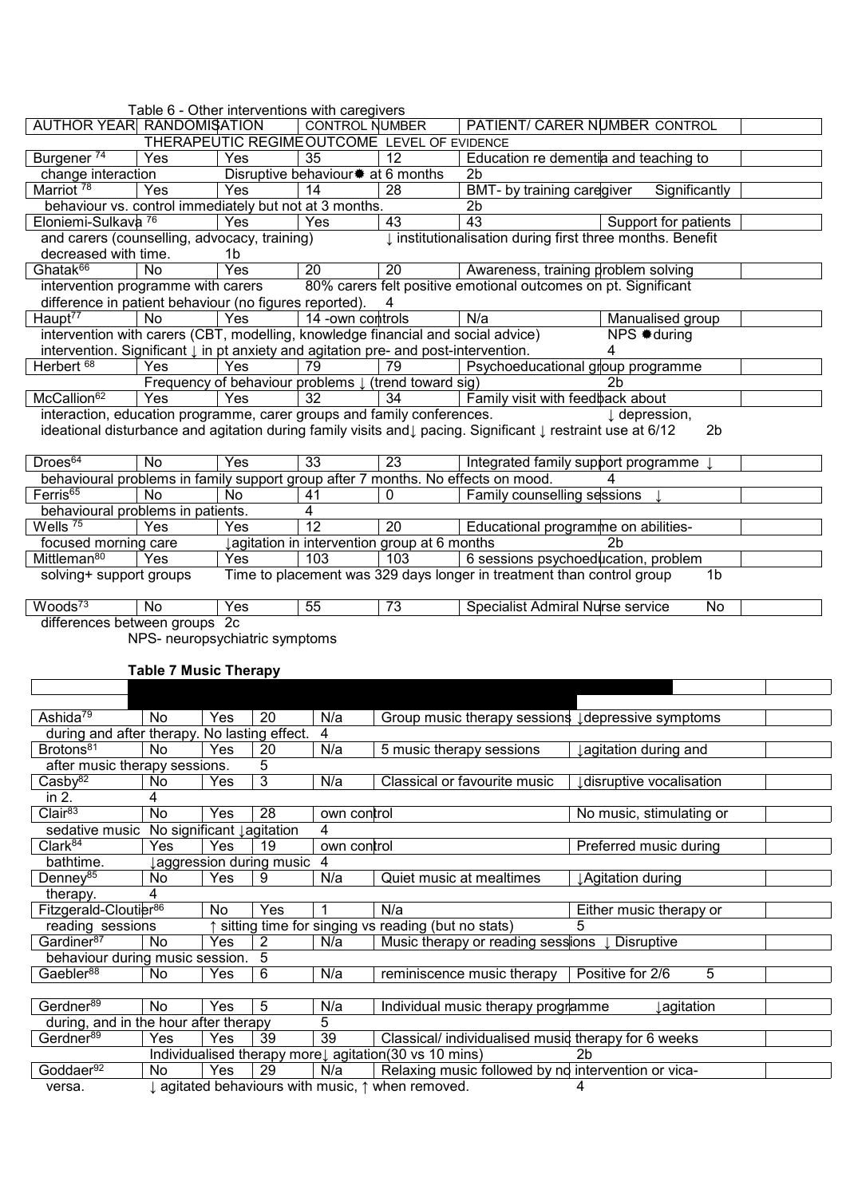Table 6 - Other interventions with caregivers

| AUTHOR YEAR | RANDOMISATION | CONTROL | NUMBER | PATIENT/ CARER NUMBER | CONTROL | THERAPEUTIC REGIME | OUTCOME | LEVEL OF EVIDENCE |
|---|---|---|---|---|---|---|---|---|
| Burgener[74] | Yes | Yes | 35 | 12 | | Education re dementia and teaching to change interaction | Disruptive behaviour ✹ at 6 months | 2b |
| Marriot[78] | Yes | Yes | 14 | 28 | | BMT- by training caregiver | Significantly behaviour vs. control immediately but not at 3 months. | 2b |
| Eloniemi-Sulkava[76] | | Yes | Yes | 43 | 43 | Support for patients and carers (counselling, advocacy, training) | ↓ institutionalisation during first three months. Benefit decreased with time. | 1b |
| Ghatak[66] | No | Yes | 20 | 20 | | Awareness, training problem solving intervention programme with carers | 80% carers felt positive emotional outcomes on pt. Significant difference in patient behaviour (no figures reported). | 4 |
| Haupt[77] | No | Yes | 14 -own controls | | N/a | Manualised group intervention with carers (CBT, modelling, knowledge financial and social advice) | NPS ✹during intervention. Significant ↓ in pt anxiety and agitation pre- and post-intervention. | 4 |
| Herbert[68] | Yes | Yes | 79 | 79 | | Psychoeducational group programme | Frequency of behaviour problems ↓ (trend toward sig) | 2b |
| McCallion[62] | Yes | Yes | 32 | 34 | | Family visit with feedback about interaction, education programme, carer groups and family conferences. | ↓ depression, ideational disturbance and agitation during family visits and↓ pacing. Significant ↓ restraint use at 6/12 | 2b |
| Droes[64] | No | Yes | 33 | 23 | | Integrated family support programme | ↓ behavioural problems in family support group after 7 months. No effects on mood. | 4 |
| Ferris[65] | No | No | 41 | 0 | | Family counselling sessions | ↓ behavioural problems in patients. | 4 |
| Wells[75] | Yes | Yes | 12 | 20 | | Educational programme on abilities-focused morning care | ↓agitation in intervention group at 6 months | 2b |
| Mittleman[80] | Yes | Yes | 103 | 103 | | 6 sessions psychoeducation, problem solving+ support groups | Time to placement was 329 days longer in treatment than control group | 1b |
| Woods[73] | No | Yes | 55 | 73 | | Specialist Admiral Nurse service | No differences between groups | 2c |

NPS- neuropsychiatric symptoms

**Table 7 Music Therapy**

| | | | | | | | |
|---|---|---|---|---|---|---|---|
| Ashida[79] | No | Yes | 20 | N/a | Group music therapy sessions | ↓depressive symptoms during and after therapy. No lasting effect. | 4 |
| Brotons[81] | No | Yes | 20 | N/a | 5 music therapy sessions | ↓agitation during and after music therapy sessions. | 5 |
| Casby[82] | No | Yes | 3 | N/a | Classical or favourite music | ↓disruptive vocalisation in 2. | 4 |
| Clair[83] | No | Yes | 28 | own control | | No music, stimulating or sedative music No significant ↓agitation | 4 |
| Clark[84] | Yes | Yes | 19 | own control | | Preferred music during bathtime. ↓aggression during music | 4 |
| Denney[85] | No | Yes | 9 | N/a | Quiet music at mealtimes | ↓Agitation during therapy. | 4 |
| Fitzgerald-Cloutier[86] | No | Yes | 1 | N/a | | Either music therapy or reading sessions ↑ sitting time for singing vs reading (but no stats) | 5 |
| Gardiner[87] | No | Yes | 2 | N/a | Music therapy or reading sessions | ↓ Disruptive behaviour during music session. | 5 |
| Gaebler[88] | No | Yes | 6 | N/a | reminiscence music therapy | Positive for 2/6 | 5 |
| Gerdner[89] | No | Yes | 5 | N/a | Individual music therapy programme | ↓agitation during, and in the hour after therapy | 5 |
| Gerdner[89] | Yes | Yes | 39 | 39 | Classical/ individualised music therapy for 6 weeks | Individualised therapy more↓ agitation(30 vs 10 mins) | 2b |
| Goddaer[92] | No | Yes | 29 | N/a | Relaxing music followed by no intervention or vica-versa. | ↓ agitated behaviours with music, ↑ when removed. | 4 |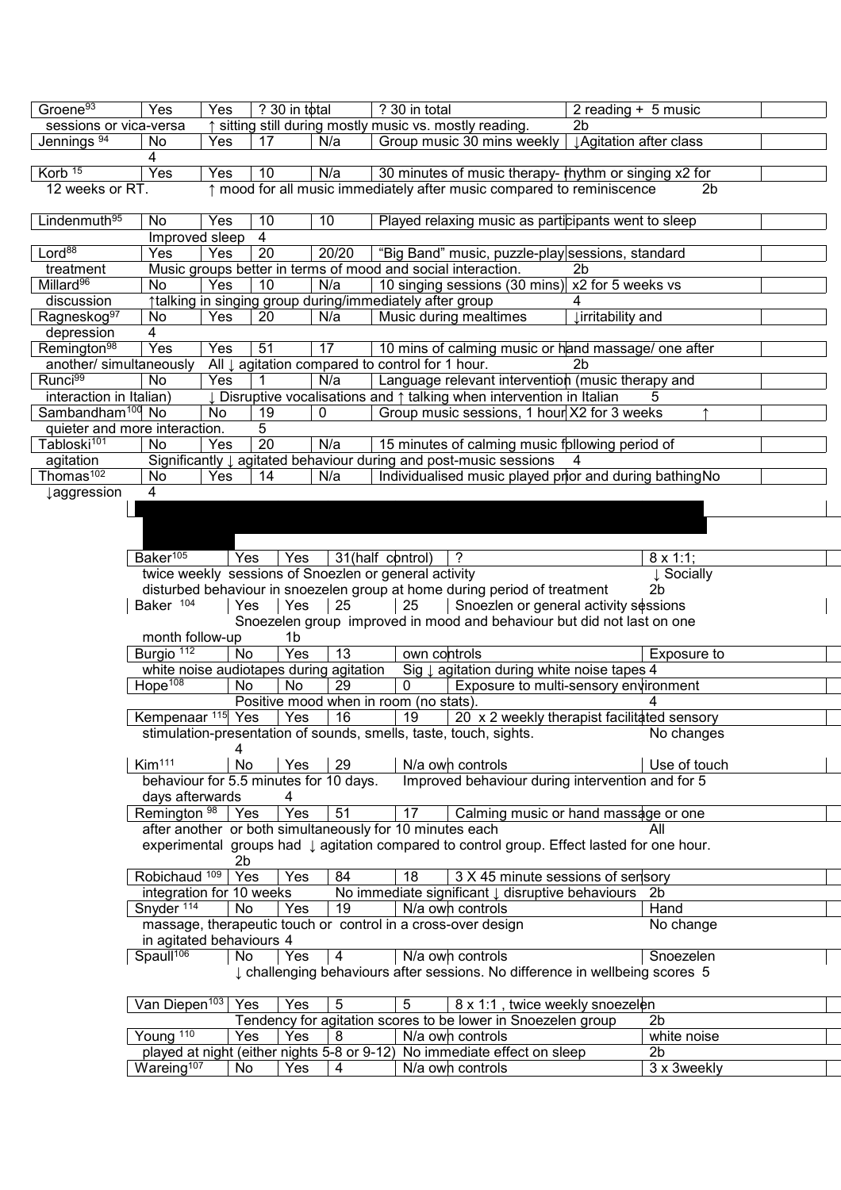| Study | | | | | Intervention | Outcome | Evidence level |
|---|---|---|---|---|---|---|---|
| Groene[93] | Yes | Yes | ? 30 in total | ? 30 in total | 2 reading + 5 music sessions or vica-versa | ↑ sitting still during mostly music vs. mostly reading. | 2b |
| Jennings [94] | No | Yes | 17 | N/a | Group music 30 mins weekly | ↓Agitation after class | 4 |
| Korb [15] | Yes | Yes | 10 | N/a | 30 minutes of music therapy- rhythm or singing x2 for 12 weeks or RT. | ↑ mood for all music immediately after music compared to reminiscence | 2b |
| Lindenmuth[95] | No | Yes | 10 | 10 | Played relaxing music as participants went to sleep | Improved sleep | 4 |
| Lord[88] | Yes | Yes | 20 | 20/20 | "Big Band" music, puzzle-play sessions, standard treatment | Music groups better in terms of mood and social interaction. | 2b |
| Millard[96] | No | Yes | 10 | N/a | 10 singing sessions (30 mins) x2 for 5 weeks vs discussion | ↑talking in singing group during/immediately after group | 4 |
| Ragneskog[97] | No | Yes | 20 | N/a | Music during mealtimes | ↓irritability and depression | 4 |
| Remington[98] | Yes | Yes | 51 | 17 | 10 mins of calming music or hand massage/ one after another/ simultaneously | All ↓ agitation compared to control for 1 hour. | 2b |
| Runci[99] | No | Yes | 1 | N/a | Language relevant intervention (music therapy and interaction in Italian) | ↓ Disruptive vocalisations and ↑ talking when intervention in Italian | 5 |
| Sambandham[100] | No | No | 19 | 0 | Group music sessions, 1 hour X2 for 3 weeks | ↑ quieter and more interaction. | 5 |
| Tabloski[101] | No | Yes | 20 | N/a | 15 minutes of calming music following period of agitation | Significantly ↓ agitated behaviour during and post-music sessions | 4 |
| Thomas[102] | No | Yes | 14 | N/a | Individualised music played prior and during bathing | No ↓aggression | 4 |
| Baker[105] | Yes | Yes | 31(half control) | ? | 8 x 1:1; twice weekly sessions of Snoezlen or general activity | ↓ Socially disturbed behaviour in snoezelen group at home during period of treatment | 2b |
| Baker [104] | Yes | Yes | 25 | 25 | Snoezelen or general activity sessions | Snoezelen group improved in mood and behaviour but did not last on one month follow-up | 1b |
| Burgio [112] | No | Yes | 13 | own controls | Exposure to white noise audiotapes during agitation | Sig ↓ agitation during white noise tapes | 4 |
| Hope[108] | No | No | 29 | 0 | Exposure to multi-sensory environment | Positive mood when in room (no stats). | 4 |
| Kempenaar [115] | Yes | Yes | 16 | 19 | 20 x 2 weekly therapist facilitated sensory stimulation-presentation of sounds, smells, taste, touch, sights. | No changes | 4 |
| Kim[111] | No | Yes | 29 | N/a own controls | Use of touch behaviour for 5.5 minutes for 10 days. | Improved behaviour during intervention and for 5 days afterwards | 4 |
| Remington [98] | Yes | Yes | 51 | 17 | Calming music or hand massage or one after another or both simultaneously for 10 minutes each | All experimental groups had ↓ agitation compared to control group. Effect lasted for one hour. | 2b |
| Robichaud [109] | Yes | Yes | 84 | 18 | 3 X 45 minute sessions of sensory integration for 10 weeks | No immediate significant ↓ disruptive behaviours | 2b |
| Snyder [114] | No | Yes | 19 | N/a own controls | Hand massage, therapeutic touch or control in a cross-over design | No change in agitated behaviours | 4 |
| Spaull[106] | No | Yes | 4 | N/a own controls | Snoezelen | ↓ challenging behaviours after sessions. No difference in wellbeing scores | 5 |
| Van Diepen[103] | Yes | Yes | 5 | 5 | 8 x 1:1 , twice weekly snoezelen | Tendency for agitation scores to be lower in Snoezelen group | 2b |
| Young [110] | Yes | Yes | 8 | N/a own controls | white noise played at night (either nights 5-8 or 9-12) | No immediate effect on sleep | 2b |
| Wareing[107] | No | Yes | 4 | N/a own controls | 3 x 3weekly | | |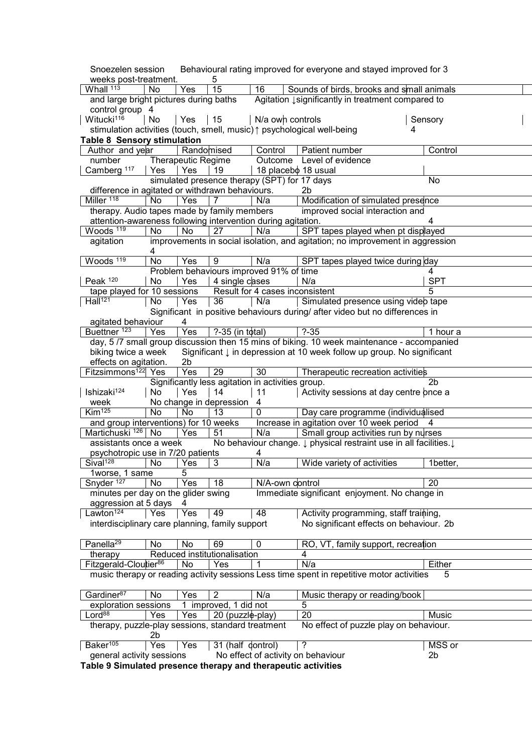| | | | | | | | | |
|---|---|---|---|---|---|---|---|---|
| | | | | | Snoezelen session | Behavioural rating improved for everyone and stayed improved for 3 weeks post-treatment. | 5 |
| Whall[113] | No | Yes | 15 | 16 | Sounds of birds, brooks and small animals and large bright pictures during baths | Agitation ↓significantly in treatment compared to control group | 4 |
| Witucki[116] | No | Yes | 15 | N/a own controls | Sensory stimulation activities (touch, smell, music) | ↑ psychological well-being | 4 |

**Table 8 Sensory stimulation**

| Author and year number | Randomised | Control | Patient number | Control number | Therapeutic Regime | Outcome | Level of evidence |
|---|---|---|---|---|---|---|---|
| Camberg[117] | Yes | Yes | 19 | 18 placebo 18 usual | simulated presence therapy (SPT) for 17 days | No difference in agitated or withdrawn behaviours. | 2b |
| Miller[118] | No | Yes | 7 | N/a | Modification of simulated presence therapy. Audio tapes made by family members | improved social interaction and attention-awareness following intervention during agitation. | 4 |
| Woods[119] | No | No | 27 | N/a | SPT tapes played when pt displayed agitation | improvements in social isolation, and agitation; no improvement in aggression | 4 |
| Woods[119] | No | Yes | 9 | N/a | SPT tapes played twice during day | Problem behaviours improved 91% of time | 4 |
| Peak[120] | No | Yes | 4 single cases | N/a | SPT tape played for 10 sessions | Result for 4 cases inconsistent | 5 |
| Hall[121] | No | Yes | 36 | N/a | Simulated presence using video tape | Significant in positive behaviours during/ after video but no differences in agitated behaviour | 4 |
| Buettner[123] | Yes | Yes | ?-35 (in total) | ?-35 | 1 hour a day, 5 /7 small group discussion then 15 mins of biking. 10 week maintenance - accompanied biking twice a week | Significant ↓ in depression at 10 week follow up group. No significant effects on agitation. | 2b |
| Fitzsimmons[122] | Yes | Yes | 29 | 30 | Therapeutic recreation activities | Significantly less agitation in activities group. | 2b |
| Ishizaki[124] | No | Yes | 14 | 11 | Activity sessions at day centre once a week | No change in depression | 4 |
| Kim[125] | No | No | 13 | 0 | Day care programme (individualised and group interventions) for 10 weeks | Increase in agitation over 10 week period | 4 |
| Martichuski[126] | No | Yes | 51 | N/a | Small group activities run by nurses assistants once a week | No behaviour change. ↓ physical restraint use in all facilities.↓ psychotropic use in 7/20 patients | 4 |
| Sival[128] | No | Yes | 3 | N/a | Wide variety of activities | 1better, 1worse, 1 same | 5 |
| Snyder[127] | No | Yes | 18 | N/A-own control | 20 minutes per day on the glider swing | Immediate significant enjoyment. No change in aggression at 5 days | 4 |
| Lawton[124] | Yes | Yes | 49 | 48 | Activity programming, staff training, interdisciplinary care planning, family support | No significant effects on behaviour. | 2b |
| Panella[29] | No | No | 69 | 0 | RO, VT, family support, recreation therapy | Reduced institutionalisation | 4 |
| Fitzgerald-Cloutier[86] | No | Yes | 1 | N/a | Either music therapy or reading activity sessions | Less time spent in repetitive motor activities | 5 |
| Gardiner[87] | No | Yes | 2 | N/a | Music therapy or reading/book exploration sessions | 1 improved, 1 did not | 5 |
| Lord[88] | Yes | Yes | 20 (puzzle-play) | 20 | Music therapy, puzzle-play sessions, standard treatment | No effect of puzzle play on behaviour. | 2b |
| Baker[105] | Yes | Yes | 31 (half control) | ? | MSS or general activity sessions | No effect of activity on behaviour | 2b |

**Table 9 Simulated presence therapy and therapeutic activities**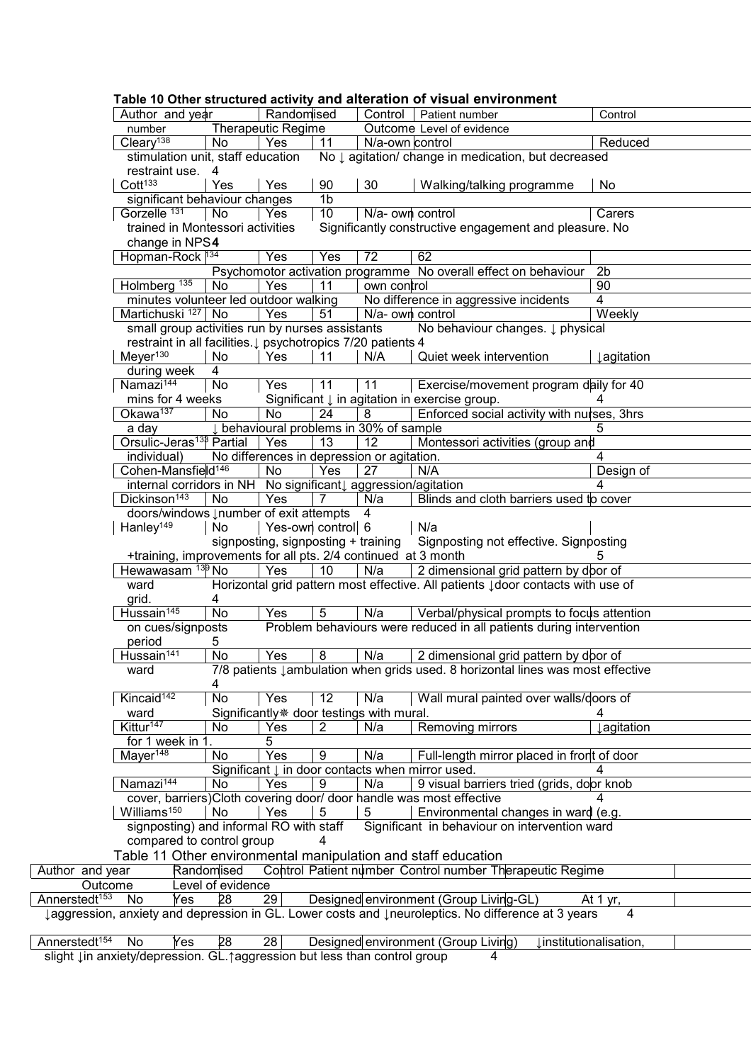**Table 10 Other structured activity and alteration of visual environment**

| Author and year number | Randomised | Control | Patient number | Control number | Therapeutic Regime | Outcome | Level of evidence |
|---|---|---|---|---|---|---|---|
| Cleary[138] | No | Yes | 11 | N/a-own control | Reduced stimulation unit, staff education | No ↓ agitation/ change in medication, but decreased restraint use. | 4 |
| Cott[133] | Yes | Yes | 90 | 30 | Walking/talking programme | No significant behaviour changes | 1b |
| Gorzelle [131] | No | Yes | 10 | N/a- own control | Carers trained in Montessori activities | Significantly constructive engagement and pleasure. No change in NPS | **4** |
| Hopman-Rock [134] | Yes | Yes | 72 | 62 | Psychomotor activation programme | No overall effect on behaviour | 2b |
| Holmberg [135] | No | Yes | 11 | own control | 90 minutes volunteer led outdoor walking | No difference in aggressive incidents | 4 |
| Martichuski [127] | No | Yes | 51 | N/a- own control | Weekly small group activities run by nurses assistants | No behaviour changes. ↓ physical restraint in all facilities.↓ psychotropics 7/20 patients | 4 |
| Meyer[130] | No | Yes | 11 | N/A | Quiet week intervention | ↓agitation during week | 4 |
| Namazi[144] | No | Yes | 11 | 11 | Exercise/movement program daily for 40 mins for 4 weeks | Significant ↓ in agitation in exercise group. | 4 |
| Okawa[137] | No | No | 24 | 8 | Enforced social activity with nurses, 3hrs a day | ↓ behavioural problems in 30% of sample | 5 |
| Orsulic-Jeras[139] | Partial | Yes | 13 | 12 | Montessori activities (group and individual) | No differences in depression or agitation. | 4 |
| Cohen-Mansfield[146] | | No | Yes | 27 | N/A | Design of internal corridors in NH | No significant↓ aggression/agitation | 4 |
| Dickinson[143] | No | Yes | 7 | N/a | Blinds and cloth barriers used to cover doors/windows | ↓number of exit attempts | 4 |
| Hanley[149] | No | Yes-own control | 6 | N/a | signposting, signposting + training | Signposting not effective. Signposting +training, improvements for all pts. 2/4 continued at 3 month | 5 |
| Hewawasam [139] | No | Yes | 10 | N/a | 2 dimensional grid pattern by door of ward | Horizontal grid pattern most effective. All patients ↓door contacts with use of grid. | 4 |
| Hussain[145] | No | Yes | 5 | N/a | Verbal/physical prompts to focus attention on cues/signposts | Problem behaviours were reduced in all patients during intervention period | 5 |
| Hussain[141] | No | Yes | 8 | N/a | 2 dimensional grid pattern by door of ward | 7/8 patients ↓ambulation when grids used. 8 horizontal lines was most effective | 4 |
| Kincaid[142] | No | Yes | 12 | N/a | Wall mural painted over walls/doors of ward | Significantly❋ door testings with mural. | 4 |
| Kittur[147] | No | Yes | 2 | N/a | Removing mirrors | ↓agitation for 1 week in 1. | 5 |
| Mayer[148] | No | Yes | 9 | N/a | Full-length mirror placed in front of door | Significant ↓ in door contacts when mirror used. | 4 |
| Namazi[144] | No | Yes | 9 | N/a | 9 visual barriers tried (grids, door knob cover, barriers) | Cloth covering door/ door handle was most effective | 4 |
| Williams[150] | No | Yes | 5 | 5 | Environmental changes in ward (e.g. signposting) and informal RO with staff | Significant in behaviour on intervention ward compared to control group | 4 |

Table 11 Other environmental manipulation and staff education

| Author and year | Randomised | Control | Patient number | Control number | Therapeutic Regime | Outcome | Level of evidence |
|---|---|---|---|---|---|---|---|
| Annerstedt[153] | No | Yes | 28 | 29 | Designed environment (Group Living-GL) | At 1 yr, ↓aggression, anxiety and depression in GL. Lower costs and ↓neuroleptics. No difference at 3 years | 4 |
| Annerstedt[154] | No | Yes | 28 | 28 | Designed environment (Group Living) | ↓institutionalisation, slight ↓in anxiety/depression. GL.↑aggression but less than control group | 4 |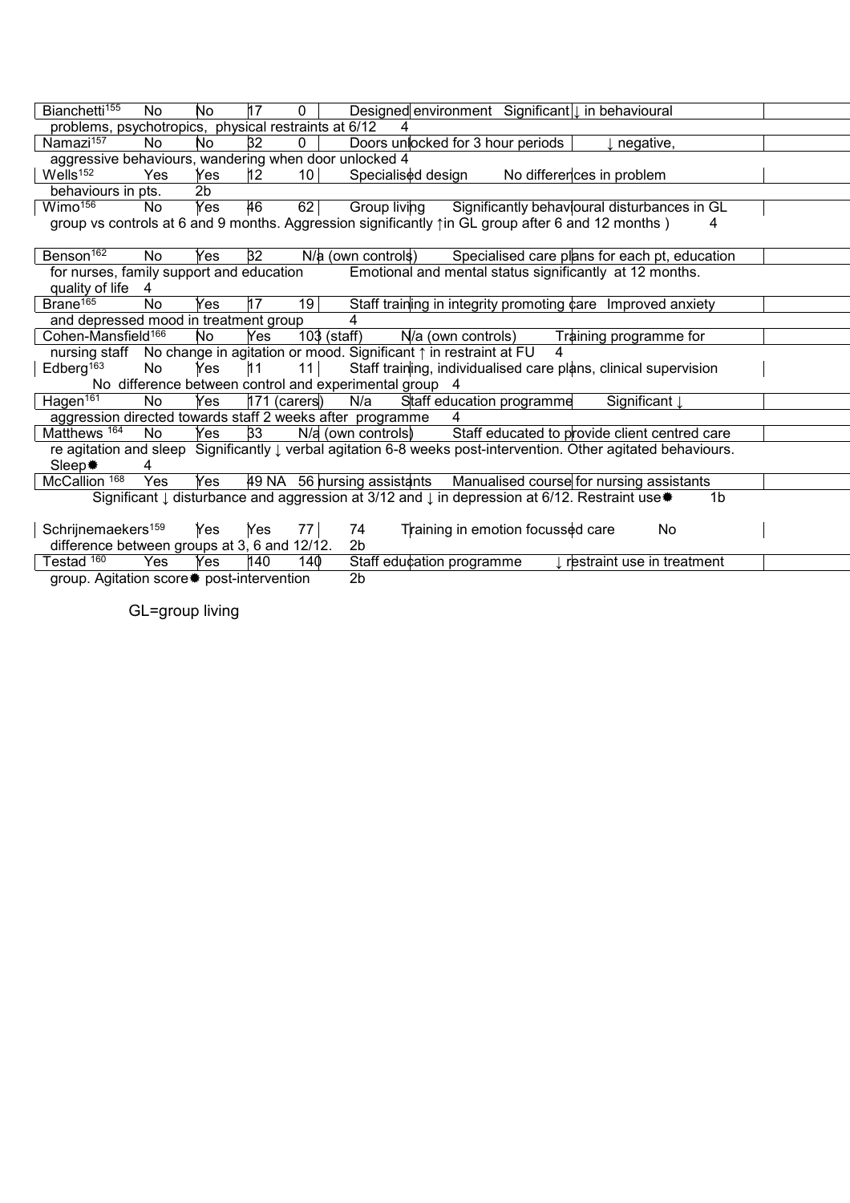| Study | | | | | Intervention | Outcome | Level |
|---|---|---|---|---|---|---|---|
| Bianchetti[155] | No | No | 17 | 0 | Designed environment | Significant ↓ in behavioural problems, psychotropics, physical restraints at 6/12 | 4 |
| Namazi[157] | No | No | 32 | 0 | Doors unlocked for 3 hour periods | ↓ negative, aggressive behaviours, wandering when door unlocked | 4 |
| Wells[152] | Yes | Yes | 12 | 10 | Specialised design | No differences in problem behaviours in pts. | 2b |
| Wimo[156] | No | Yes | 46 | 62 | Group living | Significantly behavioural disturbances in GL group vs controls at 6 and 9 months. Aggression significantly ↑in GL group after 6 and 12 months ) | 4 |
| Benson[162] | No | Yes | 32 | N/a (own controls) | Specialised care plans for each pt, education for nurses, family support and education | Emotional and mental status significantly at 12 months. quality of life | 4 |
| Brane[165] | No | Yes | 17 | 19 | Staff training in integrity promoting care | Improved anxiety and depressed mood in treatment group | 4 |
| Cohen-Mansfield[166] | No | Yes | 103 (staff) | N/a (own controls) | Training programme for nursing staff | No change in agitation or mood. Significant ↑ in restraint at FU | 4 |
| Edberg[163] | No | Yes | 11 | 11 | Staff training, individualised care plans, clinical supervision | No difference between control and experimental group | 4 |
| Hagen[161] | No | Yes | 171 (carers) | N/a | Staff education programme | Significant ↓ aggression directed towards staff 2 weeks after programme | 4 |
| Matthews [164] | No | Yes | 33 | N/a (own controls) | Staff educated to provide client centred care re agitation and sleep | Significantly ↓ verbal agitation 6-8 weeks post-intervention. Other agitated behaviours. Sleep✸ | 4 |
| McCallion [168] | Yes | Yes | 49 NA | 56 nursing assistants | Manualised course for nursing assistants | Significant ↓ disturbance and aggression at 3/12 and ↓ in depression at 6/12. Restraint use✸ | 1b |
| Schrijnemaekers[159] | Yes | Yes | 77 | 74 | Training in emotion focussed care | No difference between groups at 3, 6 and 12/12. | 2b |
| Testad [160] | Yes | Yes | 140 | 140 | Staff education programme | ↓ restraint use in treatment group. Agitation score✸ post-intervention | 2b |

GL=group living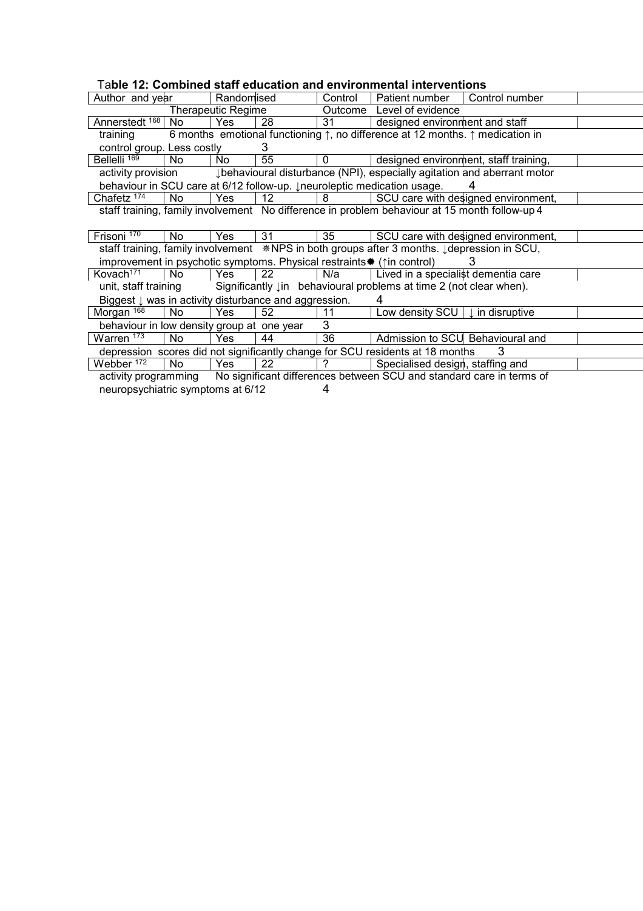## Table 12: Combined staff education and environmental interventions

| Author and year | Randomised | Control | Patient number | Control number | Therapeutic Regime | Outcome | Level of evidence |
|---|---|---|---|---|---|---|---|
| Annerstedt [168] | No | Yes | 28 | 31 | designed environment and staff training | 6 months emotional functioning ↑, no difference at 12 months. ↑ medication in control group. Less costly | 3 |
| Bellelli [169] | No | No | 55 | 0 | designed environment, staff training, activity provision | ↓behavioural disturbance (NPI), especially agitation and aberrant motor behaviour in SCU care at 6/12 follow-up. ↓neuroleptic medication usage. | 4 |
| Chafetz [174] | No | Yes | 12 | 8 | SCU care with designed environment, staff training, family involvement | No difference in problem behaviour at 15 month follow-up | 4 |
| Frisoni [170] | No | Yes | 31 | 35 | SCU care with designed environment, staff training, family involvement | ⁕NPS in both groups after 3 months. ↓depression in SCU, improvement in psychotic symptoms. Physical restraints⁕ (↑in control) | 3 |
| Kovach[171] | No | Yes | 22 | N/a | Lived in a specialist dementia care unit, staff training | Significantly ↓in behavioural problems at time 2 (not clear when). Biggest ↓ was in activity disturbance and aggression. | 4 |
| Morgan [168] | No | Yes | 52 | 11 | Low density SCU | ↓ in disruptive behaviour in low density group at one year | 3 |
| Warren [173] | No | Yes | 44 | 36 | Admission to SCU | Behavioural and depression scores did not significantly change for SCU residents at 18 months | 3 |
| Webber [172] | No | Yes | 22 | ? | Specialised design, staffing and activity programming | No significant differences between SCU and standard care in terms of neuropsychiatric symptoms at 6/12 | 4 |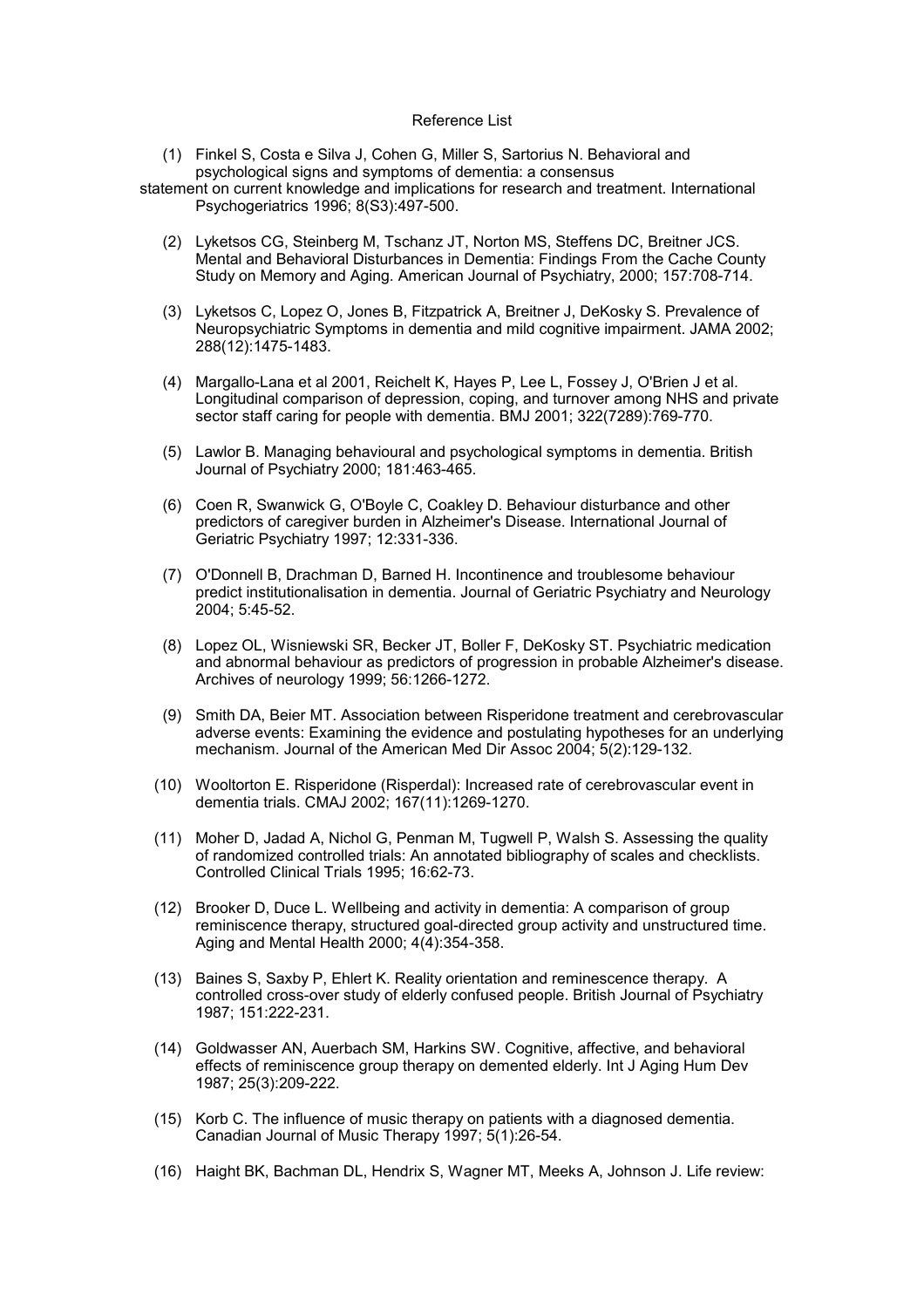Reference List

(1) Finkel S, Costa e Silva J, Cohen G, Miller S, Sartorius N. Behavioral and psychological signs and symptoms of dementia: a consensus statement on current knowledge and implications for research and treatment. International Psychogeriatrics 1996; 8(S3):497-500.

(2) Lyketsos CG, Steinberg M, Tschanz JT, Norton MS, Steffens DC, Breitner JCS. Mental and Behavioral Disturbances in Dementia: Findings From the Cache County Study on Memory and Aging. American Journal of Psychiatry, 2000; 157:708-714.

(3) Lyketsos C, Lopez O, Jones B, Fitzpatrick A, Breitner J, DeKosky S. Prevalence of Neuropsychiatric Symptoms in dementia and mild cognitive impairment. JAMA 2002; 288(12):1475-1483.

(4) Margallo-Lana et al 2001, Reichelt K, Hayes P, Lee L, Fossey J, O'Brien J et al. Longitudinal comparison of depression, coping, and turnover among NHS and private sector staff caring for people with dementia. BMJ 2001; 322(7289):769-770.

(5) Lawlor B. Managing behavioural and psychological symptoms in dementia. British Journal of Psychiatry 2000; 181:463-465.

(6) Coen R, Swanwick G, O'Boyle C, Coakley D. Behaviour disturbance and other predictors of caregiver burden in Alzheimer's Disease. International Journal of Geriatric Psychiatry 1997; 12:331-336.

(7) O'Donnell B, Drachman D, Barned H. Incontinence and troublesome behaviour predict institutionalisation in dementia. Journal of Geriatric Psychiatry and Neurology 2004; 5:45-52.

(8) Lopez OL, Wisniewski SR, Becker JT, Boller F, DeKosky ST. Psychiatric medication and abnormal behaviour as predictors of progression in probable Alzheimer's disease. Archives of neurology 1999; 56:1266-1272.

(9) Smith DA, Beier MT. Association between Risperidone treatment and cerebrovascular adverse events: Examining the evidence and postulating hypotheses for an underlying mechanism. Journal of the American Med Dir Assoc 2004; 5(2):129-132.

(10) Wooltorton E. Risperidone (Risperdal): Increased rate of cerebrovascular event in dementia trials. CMAJ 2002; 167(11):1269-1270.

(11) Moher D, Jadad A, Nichol G, Penman M, Tugwell P, Walsh S. Assessing the quality of randomized controlled trials: An annotated bibliography of scales and checklists. Controlled Clinical Trials 1995; 16:62-73.

(12) Brooker D, Duce L. Wellbeing and activity in dementia: A comparison of group reminiscence therapy, structured goal-directed group activity and unstructured time. Aging and Mental Health 2000; 4(4):354-358.

(13) Baines S, Saxby P, Ehlert K. Reality orientation and reminescence therapy. A controlled cross-over study of elderly confused people. British Journal of Psychiatry 1987; 151:222-231.

(14) Goldwasser AN, Auerbach SM, Harkins SW. Cognitive, affective, and behavioral effects of reminiscence group therapy on demented elderly. Int J Aging Hum Dev 1987; 25(3):209-222.

(15) Korb C. The influence of music therapy on patients with a diagnosed dementia. Canadian Journal of Music Therapy 1997; 5(1):26-54.

(16) Haight BK, Bachman DL, Hendrix S, Wagner MT, Meeks A, Johnson J. Life review: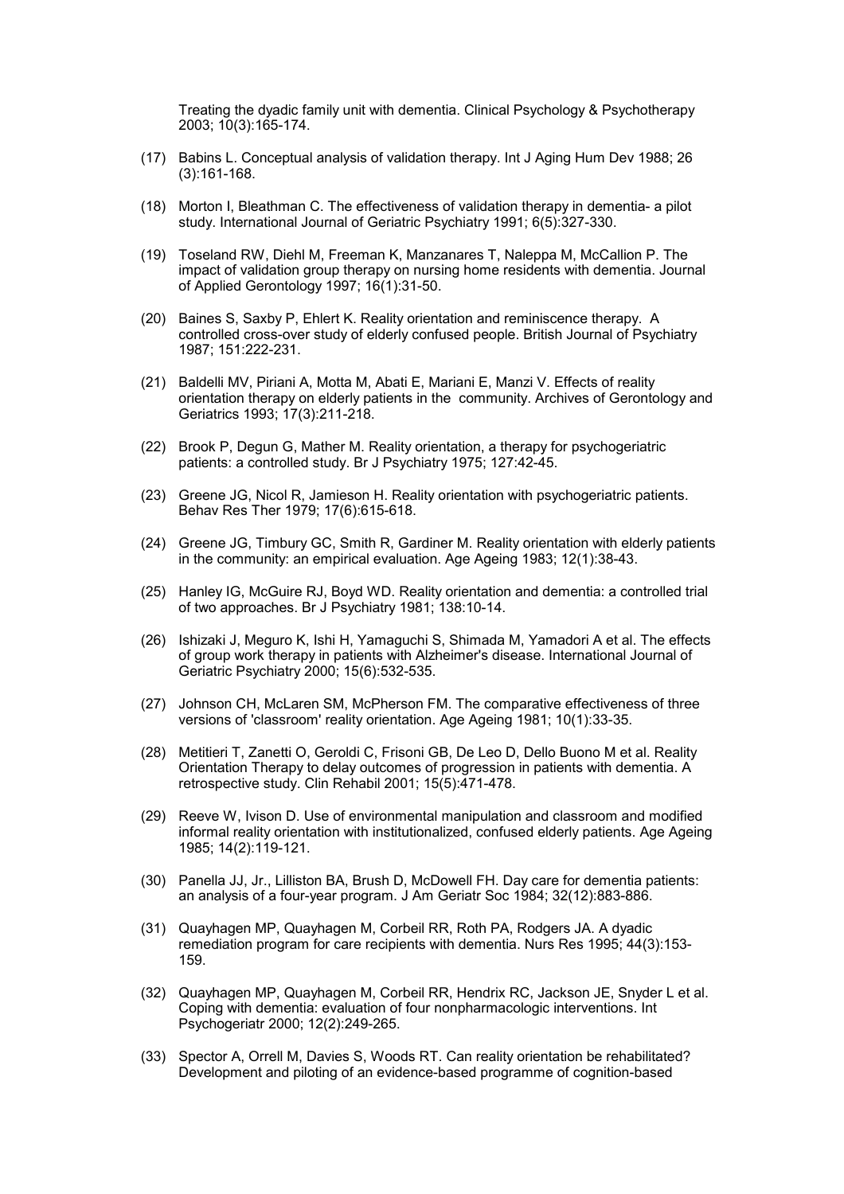Treating the dyadic family unit with dementia. Clinical Psychology & Psychotherapy 2003; 10(3):165-174.

(17) Babins L. Conceptual analysis of validation therapy. Int J Aging Hum Dev 1988; 26 (3):161-168.

(18) Morton I, Bleathman C. The effectiveness of validation therapy in dementia- a pilot study. International Journal of Geriatric Psychiatry 1991; 6(5):327-330.

(19) Toseland RW, Diehl M, Freeman K, Manzanares T, Naleppa M, McCallion P. The impact of validation group therapy on nursing home residents with dementia. Journal of Applied Gerontology 1997; 16(1):31-50.

(20) Baines S, Saxby P, Ehlert K. Reality orientation and reminiscence therapy. A controlled cross-over study of elderly confused people. British Journal of Psychiatry 1987; 151:222-231.

(21) Baldelli MV, Piriani A, Motta M, Abati E, Mariani E, Manzi V. Effects of reality orientation therapy on elderly patients in the community. Archives of Gerontology and Geriatrics 1993; 17(3):211-218.

(22) Brook P, Degun G, Mather M. Reality orientation, a therapy for psychogeriatric patients: a controlled study. Br J Psychiatry 1975; 127:42-45.

(23) Greene JG, Nicol R, Jamieson H. Reality orientation with psychogeriatric patients. Behav Res Ther 1979; 17(6):615-618.

(24) Greene JG, Timbury GC, Smith R, Gardiner M. Reality orientation with elderly patients in the community: an empirical evaluation. Age Ageing 1983; 12(1):38-43.

(25) Hanley IG, McGuire RJ, Boyd WD. Reality orientation and dementia: a controlled trial of two approaches. Br J Psychiatry 1981; 138:10-14.

(26) Ishizaki J, Meguro K, Ishi H, Yamaguchi S, Shimada M, Yamadori A et al. The effects of group work therapy in patients with Alzheimer's disease. International Journal of Geriatric Psychiatry 2000; 15(6):532-535.

(27) Johnson CH, McLaren SM, McPherson FM. The comparative effectiveness of three versions of 'classroom' reality orientation. Age Ageing 1981; 10(1):33-35.

(28) Metitieri T, Zanetti O, Geroldi C, Frisoni GB, De Leo D, Dello Buono M et al. Reality Orientation Therapy to delay outcomes of progression in patients with dementia. A retrospective study. Clin Rehabil 2001; 15(5):471-478.

(29) Reeve W, Ivison D. Use of environmental manipulation and classroom and modified informal reality orientation with institutionalized, confused elderly patients. Age Ageing 1985; 14(2):119-121.

(30) Panella JJ, Jr., Lilliston BA, Brush D, McDowell FH. Day care for dementia patients: an analysis of a four-year program. J Am Geriatr Soc 1984; 32(12):883-886.

(31) Quayhagen MP, Quayhagen M, Corbeil RR, Roth PA, Rodgers JA. A dyadic remediation program for care recipients with dementia. Nurs Res 1995; 44(3):153-159.

(32) Quayhagen MP, Quayhagen M, Corbeil RR, Hendrix RC, Jackson JE, Snyder L et al. Coping with dementia: evaluation of four nonpharmacologic interventions. Int Psychogeriatr 2000; 12(2):249-265.

(33) Spector A, Orrell M, Davies S, Woods RT. Can reality orientation be rehabilitated? Development and piloting of an evidence-based programme of cognition-based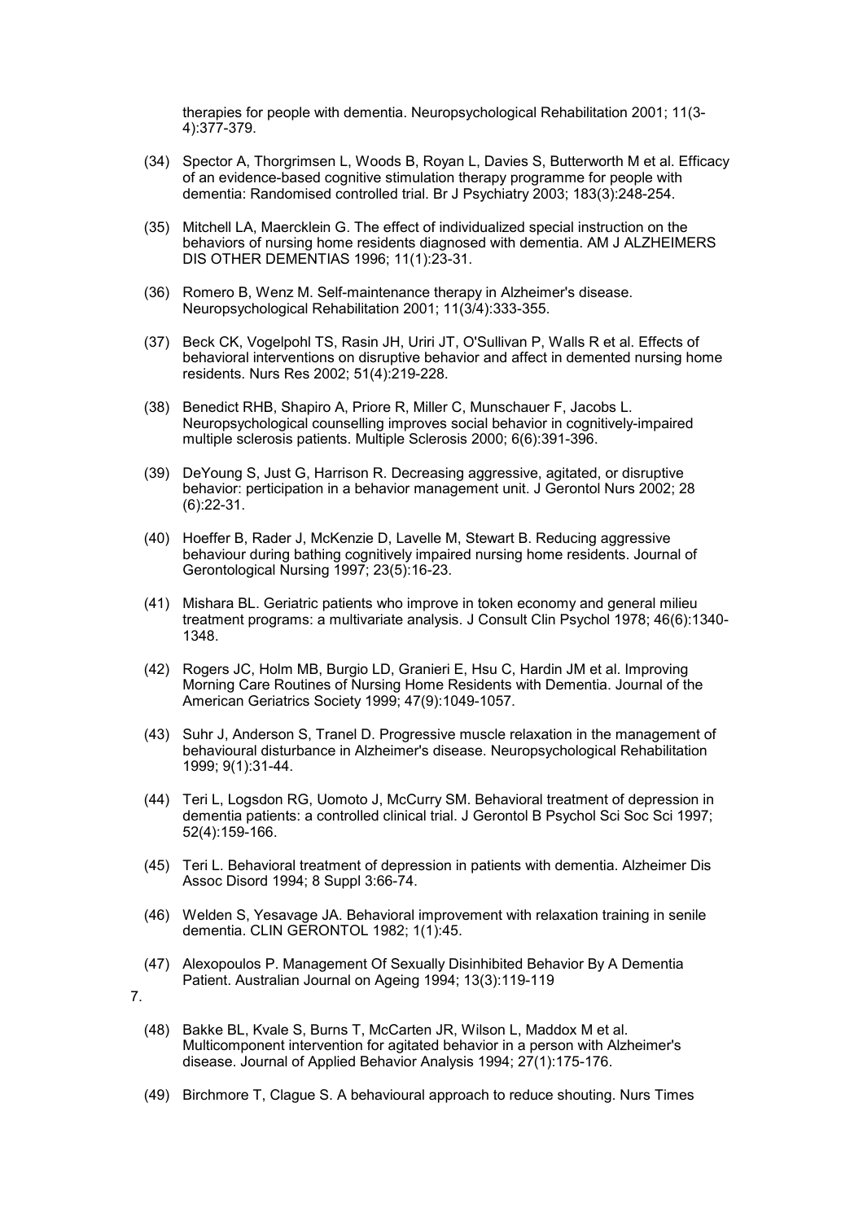therapies for people with dementia. Neuropsychological Rehabilitation 2001; 11(3-4):377-379.

(34) Spector A, Thorgrimsen L, Woods B, Royan L, Davies S, Butterworth M et al. Efficacy of an evidence-based cognitive stimulation therapy programme for people with dementia: Randomised controlled trial. Br J Psychiatry 2003; 183(3):248-254.

(35) Mitchell LA, Maercklein G. The effect of individualized special instruction on the behaviors of nursing home residents diagnosed with dementia. AM J ALZHEIMERS DIS OTHER DEMENTIAS 1996; 11(1):23-31.

(36) Romero B, Wenz M. Self-maintenance therapy in Alzheimer's disease. Neuropsychological Rehabilitation 2001; 11(3/4):333-355.

(37) Beck CK, Vogelpohl TS, Rasin JH, Uriri JT, O'Sullivan P, Walls R et al. Effects of behavioral interventions on disruptive behavior and affect in demented nursing home residents. Nurs Res 2002; 51(4):219-228.

(38) Benedict RHB, Shapiro A, Priore R, Miller C, Munschauer F, Jacobs L. Neuropsychological counselling improves social behavior in cognitively-impaired multiple sclerosis patients. Multiple Sclerosis 2000; 6(6):391-396.

(39) DeYoung S, Just G, Harrison R. Decreasing aggressive, agitated, or disruptive behavior: participation in a behavior management unit. J Gerontol Nurs 2002; 28 (6):22-31.

(40) Hoeffer B, Rader J, McKenzie D, Lavelle M, Stewart B. Reducing aggressive behaviour during bathing cognitively impaired nursing home residents. Journal of Gerontological Nursing 1997; 23(5):16-23.

(41) Mishara BL. Geriatric patients who improve in token economy and general milieu treatment programs: a multivariate analysis. J Consult Clin Psychol 1978; 46(6):1340-1348.

(42) Rogers JC, Holm MB, Burgio LD, Granieri E, Hsu C, Hardin JM et al. Improving Morning Care Routines of Nursing Home Residents with Dementia. Journal of the American Geriatrics Society 1999; 47(9):1049-1057.

(43) Suhr J, Anderson S, Tranel D. Progressive muscle relaxation in the management of behavioural disturbance in Alzheimer's disease. Neuropsychological Rehabilitation 1999; 9(1):31-44.

(44) Teri L, Logsdon RG, Uomoto J, McCurry SM. Behavioral treatment of depression in dementia patients: a controlled clinical trial. J Gerontol B Psychol Sci Soc Sci 1997; 52(4):159-166.

(45) Teri L. Behavioral treatment of depression in patients with dementia. Alzheimer Dis Assoc Disord 1994; 8 Suppl 3:66-74.

(46) Welden S, Yesavage JA. Behavioral improvement with relaxation training in senile dementia. CLIN GERONTOL 1982; 1(1):45.

(47) Alexopoulos P. Management Of Sexually Disinhibited Behavior By A Dementia Patient. Australian Journal on Ageing 1994; 13(3):119-119

7.

(48) Bakke BL, Kvale S, Burns T, McCarten JR, Wilson L, Maddox M et al. Multicomponent intervention for agitated behavior in a person with Alzheimer's disease. Journal of Applied Behavior Analysis 1994; 27(1):175-176.

(49) Birchmore T, Clague S. A behavioural approach to reduce shouting. Nurs Times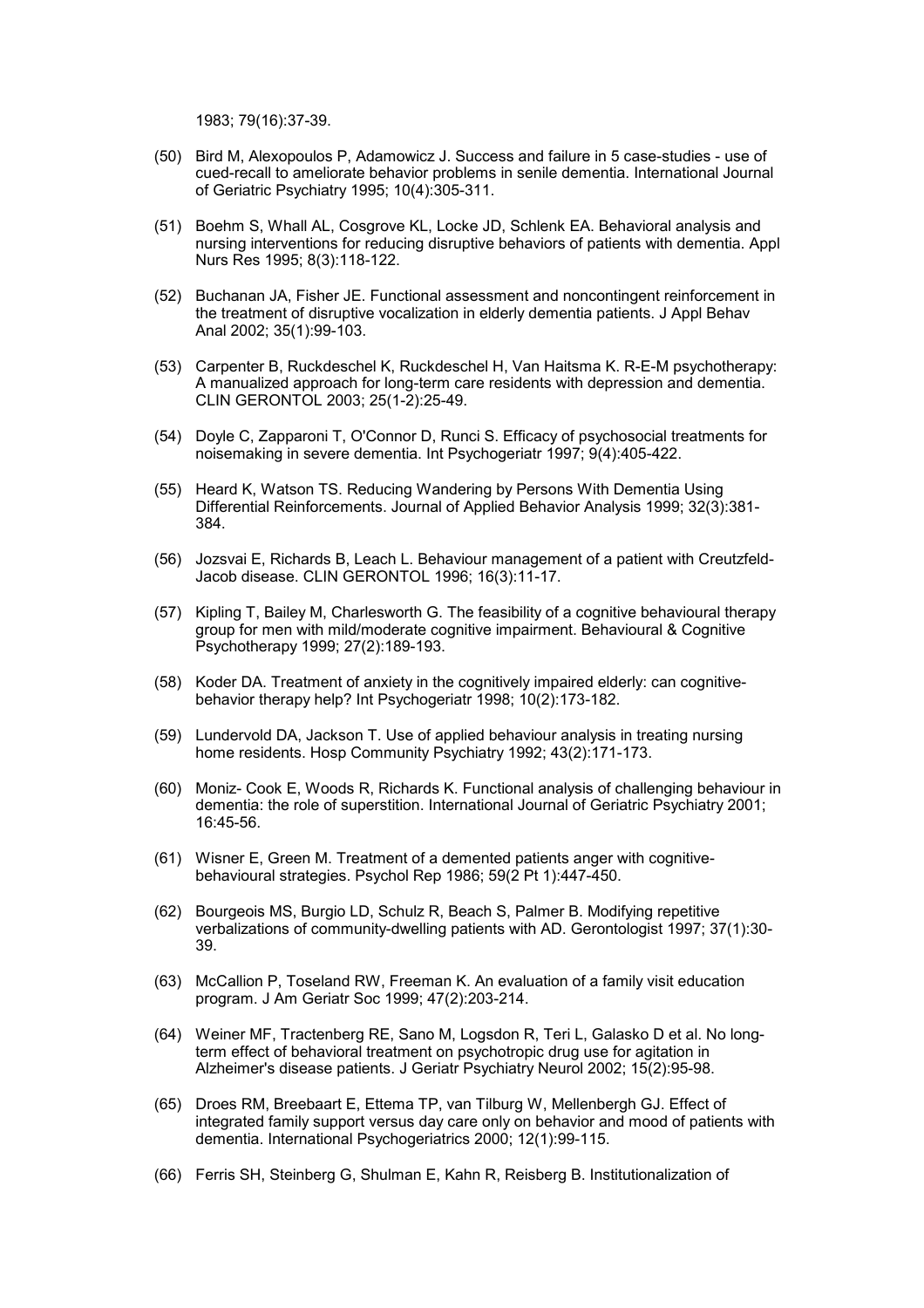1983; 79(16):37-39.

(50) Bird M, Alexopoulos P, Adamowicz J. Success and failure in 5 case-studies - use of cued-recall to ameliorate behavior problems in senile dementia. International Journal of Geriatric Psychiatry 1995; 10(4):305-311.

(51) Boehm S, Whall AL, Cosgrove KL, Locke JD, Schlenk EA. Behavioral analysis and nursing interventions for reducing disruptive behaviors of patients with dementia. Appl Nurs Res 1995; 8(3):118-122.

(52) Buchanan JA, Fisher JE. Functional assessment and noncontingent reinforcement in the treatment of disruptive vocalization in elderly dementia patients. J Appl Behav Anal 2002; 35(1):99-103.

(53) Carpenter B, Ruckdeschel K, Ruckdeschel H, Van Haitsma K. R-E-M psychotherapy: A manualized approach for long-term care residents with depression and dementia. CLIN GERONTOL 2003; 25(1-2):25-49.

(54) Doyle C, Zapparoni T, O'Connor D, Runci S. Efficacy of psychosocial treatments for noisemaking in severe dementia. Int Psychogeriatr 1997; 9(4):405-422.

(55) Heard K, Watson TS. Reducing Wandering by Persons With Dementia Using Differential Reinforcements. Journal of Applied Behavior Analysis 1999; 32(3):381-384.

(56) Jozsvai E, Richards B, Leach L. Behaviour management of a patient with Creutzfeld-Jacob disease. CLIN GERONTOL 1996; 16(3):11-17.

(57) Kipling T, Bailey M, Charlesworth G. The feasibility of a cognitive behavioural therapy group for men with mild/moderate cognitive impairment. Behavioural & Cognitive Psychotherapy 1999; 27(2):189-193.

(58) Koder DA. Treatment of anxiety in the cognitively impaired elderly: can cognitive-behavior therapy help? Int Psychogeriatr 1998; 10(2):173-182.

(59) Lundervold DA, Jackson T. Use of applied behaviour analysis in treating nursing home residents. Hosp Community Psychiatry 1992; 43(2):171-173.

(60) Moniz- Cook E, Woods R, Richards K. Functional analysis of challenging behaviour in dementia: the role of superstition. International Journal of Geriatric Psychiatry 2001; 16:45-56.

(61) Wisner E, Green M. Treatment of a demented patients anger with cognitive-behavioural strategies. Psychol Rep 1986; 59(2 Pt 1):447-450.

(62) Bourgeois MS, Burgio LD, Schulz R, Beach S, Palmer B. Modifying repetitive verbalizations of community-dwelling patients with AD. Gerontologist 1997; 37(1):30-39.

(63) McCallion P, Toseland RW, Freeman K. An evaluation of a family visit education program. J Am Geriatr Soc 1999; 47(2):203-214.

(64) Weiner MF, Tractenberg RE, Sano M, Logsdon R, Teri L, Galasko D et al. No long-term effect of behavioral treatment on psychotropic drug use for agitation in Alzheimer's disease patients. J Geriatr Psychiatry Neurol 2002; 15(2):95-98.

(65) Droes RM, Breebaart E, Ettema TP, van Tilburg W, Mellenbergh GJ. Effect of integrated family support versus day care only on behavior and mood of patients with dementia. International Psychogeriatrics 2000; 12(1):99-115.

(66) Ferris SH, Steinberg G, Shulman E, Kahn R, Reisberg B. Institutionalization of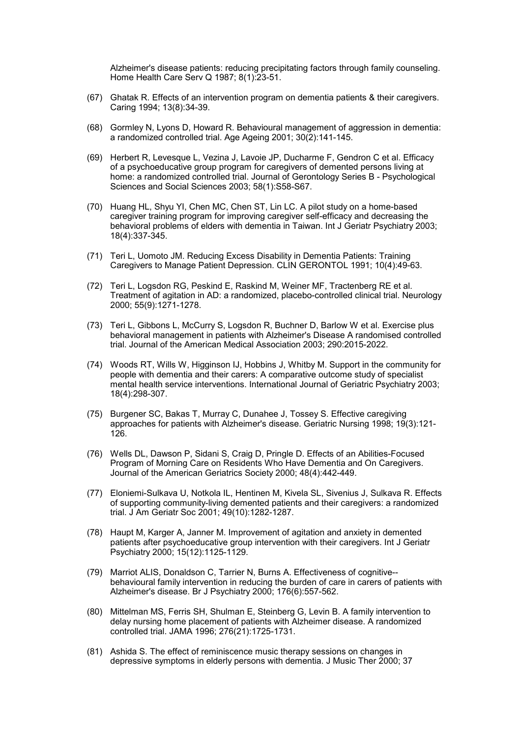Alzheimer's disease patients: reducing precipitating factors through family counseling. Home Health Care Serv Q 1987; 8(1):23-51.

(67) Ghatak R. Effects of an intervention program on dementia patients & their caregivers. Caring 1994; 13(8):34-39.

(68) Gormley N, Lyons D, Howard R. Behavioural management of aggression in dementia: a randomized controlled trial. Age Ageing 2001; 30(2):141-145.

(69) Herbert R, Levesque L, Vezina J, Lavoie JP, Ducharme F, Gendron C et al. Efficacy of a psychoeducative group program for caregivers of demented persons living at home: a randomized controlled trial. Journal of Gerontology Series B - Psychological Sciences and Social Sciences 2003; 58(1):S58-S67.

(70) Huang HL, Shyu YI, Chen MC, Chen ST, Lin LC. A pilot study on a home-based caregiver training program for improving caregiver self-efficacy and decreasing the behavioral problems of elders with dementia in Taiwan. Int J Geriatr Psychiatry 2003; 18(4):337-345.

(71) Teri L, Uomoto JM. Reducing Excess Disability in Dementia Patients: Training Caregivers to Manage Patient Depression. CLIN GERONTOL 1991; 10(4):49-63.

(72) Teri L, Logsdon RG, Peskind E, Raskind M, Weiner MF, Tractenberg RE et al. Treatment of agitation in AD: a randomized, placebo-controlled clinical trial. Neurology 2000; 55(9):1271-1278.

(73) Teri L, Gibbons L, McCurry S, Logsdon R, Buchner D, Barlow W et al. Exercise plus behavioral management in patients with Alzheimer's Disease A randomised controlled trial. Journal of the American Medical Association 2003; 290:2015-2022.

(74) Woods RT, Wills W, Higginson IJ, Hobbins J, Whitby M. Support in the community for people with dementia and their carers: A comparative outcome study of specialist mental health service interventions. International Journal of Geriatric Psychiatry 2003; 18(4):298-307.

(75) Burgener SC, Bakas T, Murray C, Dunahee J, Tossey S. Effective caregiving approaches for patients with Alzheimer's disease. Geriatric Nursing 1998; 19(3):121-126.

(76) Wells DL, Dawson P, Sidani S, Craig D, Pringle D. Effects of an Abilities-Focused Program of Morning Care on Residents Who Have Dementia and On Caregivers. Journal of the American Geriatrics Society 2000; 48(4):442-449.

(77) Eloniemi-Sulkava U, Notkola IL, Hentinen M, Kivela SL, Sivenius J, Sulkava R. Effects of supporting community-living demented patients and their caregivers: a randomized trial. J Am Geriatr Soc 2001; 49(10):1282-1287.

(78) Haupt M, Karger A, Janner M. Improvement of agitation and anxiety in demented patients after psychoeducative group intervention with their caregivers. Int J Geriatr Psychiatry 2000; 15(12):1125-1129.

(79) Marriot ALIS, Donaldson C, Tarrier N, Burns A. Effectiveness of cognitive--behavioural family intervention in reducing the burden of care in carers of patients with Alzheimer's disease. Br J Psychiatry 2000; 176(6):557-562.

(80) Mittelman MS, Ferris SH, Shulman E, Steinberg G, Levin B. A family intervention to delay nursing home placement of patients with Alzheimer disease. A randomized controlled trial. JAMA 1996; 276(21):1725-1731.

(81) Ashida S. The effect of reminiscence music therapy sessions on changes in depressive symptoms in elderly persons with dementia. J Music Ther 2000; 37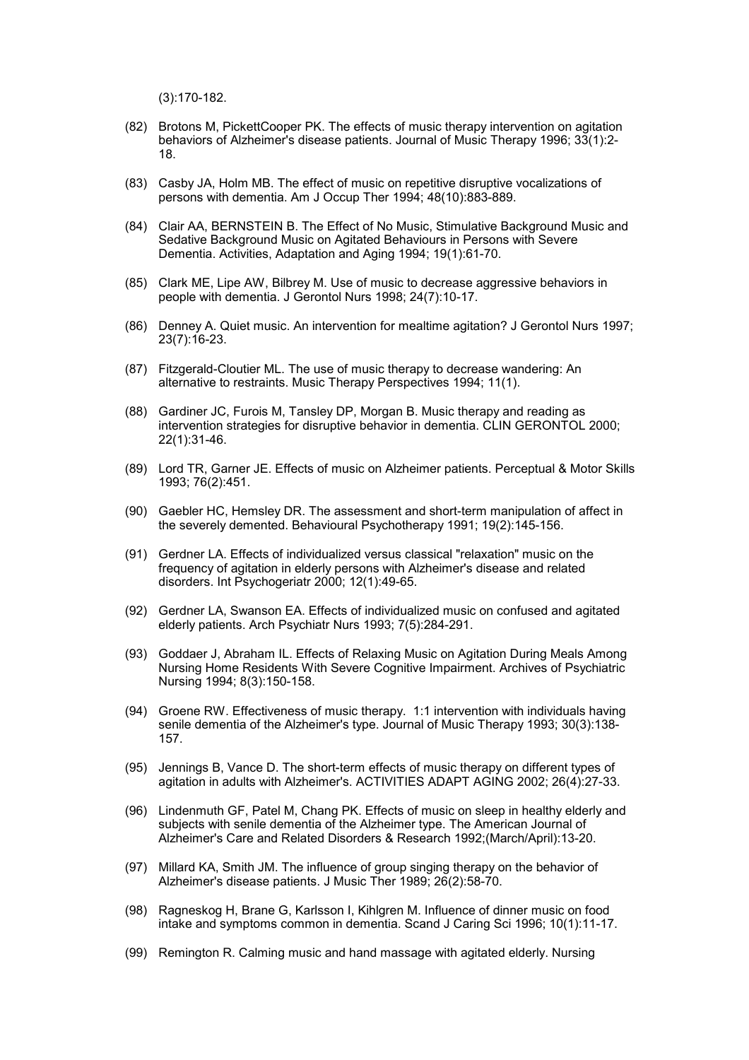(3):170-182.

(82) Brotons M, PickettCooper PK. The effects of music therapy intervention on agitation behaviors of Alzheimer's disease patients. Journal of Music Therapy 1996; 33(1):2-18.

(83) Casby JA, Holm MB. The effect of music on repetitive disruptive vocalizations of persons with dementia. Am J Occup Ther 1994; 48(10):883-889.

(84) Clair AA, BERNSTEIN B. The Effect of No Music, Stimulative Background Music and Sedative Background Music on Agitated Behaviours in Persons with Severe Dementia. Activities, Adaptation and Aging 1994; 19(1):61-70.

(85) Clark ME, Lipe AW, Bilbrey M. Use of music to decrease aggressive behaviors in people with dementia. J Gerontol Nurs 1998; 24(7):10-17.

(86) Denney A. Quiet music. An intervention for mealtime agitation? J Gerontol Nurs 1997; 23(7):16-23.

(87) Fitzgerald-Cloutier ML. The use of music therapy to decrease wandering: An alternative to restraints. Music Therapy Perspectives 1994; 11(1).

(88) Gardiner JC, Furois M, Tansley DP, Morgan B. Music therapy and reading as intervention strategies for disruptive behavior in dementia. CLIN GERONTOL 2000; 22(1):31-46.

(89) Lord TR, Garner JE. Effects of music on Alzheimer patients. Perceptual & Motor Skills 1993; 76(2):451.

(90) Gaebler HC, Hemsley DR. The assessment and short-term manipulation of affect in the severely demented. Behavioural Psychotherapy 1991; 19(2):145-156.

(91) Gerdner LA. Effects of individualized versus classical "relaxation" music on the frequency of agitation in elderly persons with Alzheimer's disease and related disorders. Int Psychogeriatr 2000; 12(1):49-65.

(92) Gerdner LA, Swanson EA. Effects of individualized music on confused and agitated elderly patients. Arch Psychiatr Nurs 1993; 7(5):284-291.

(93) Goddaer J, Abraham IL. Effects of Relaxing Music on Agitation During Meals Among Nursing Home Residents With Severe Cognitive Impairment. Archives of Psychiatric Nursing 1994; 8(3):150-158.

(94) Groene RW. Effectiveness of music therapy. 1:1 intervention with individuals having senile dementia of the Alzheimer's type. Journal of Music Therapy 1993; 30(3):138-157.

(95) Jennings B, Vance D. The short-term effects of music therapy on different types of agitation in adults with Alzheimer's. ACTIVITIES ADAPT AGING 2002; 26(4):27-33.

(96) Lindenmuth GF, Patel M, Chang PK. Effects of music on sleep in healthy elderly and subjects with senile dementia of the Alzheimer type. The American Journal of Alzheimer's Care and Related Disorders & Research 1992;(March/April):13-20.

(97) Millard KA, Smith JM. The influence of group singing therapy on the behavior of Alzheimer's disease patients. J Music Ther 1989; 26(2):58-70.

(98) Ragneskog H, Brane G, Karlsson I, Kihlgren M. Influence of dinner music on food intake and symptoms common in dementia. Scand J Caring Sci 1996; 10(1):11-17.

(99) Remington R. Calming music and hand massage with agitated elderly. Nursing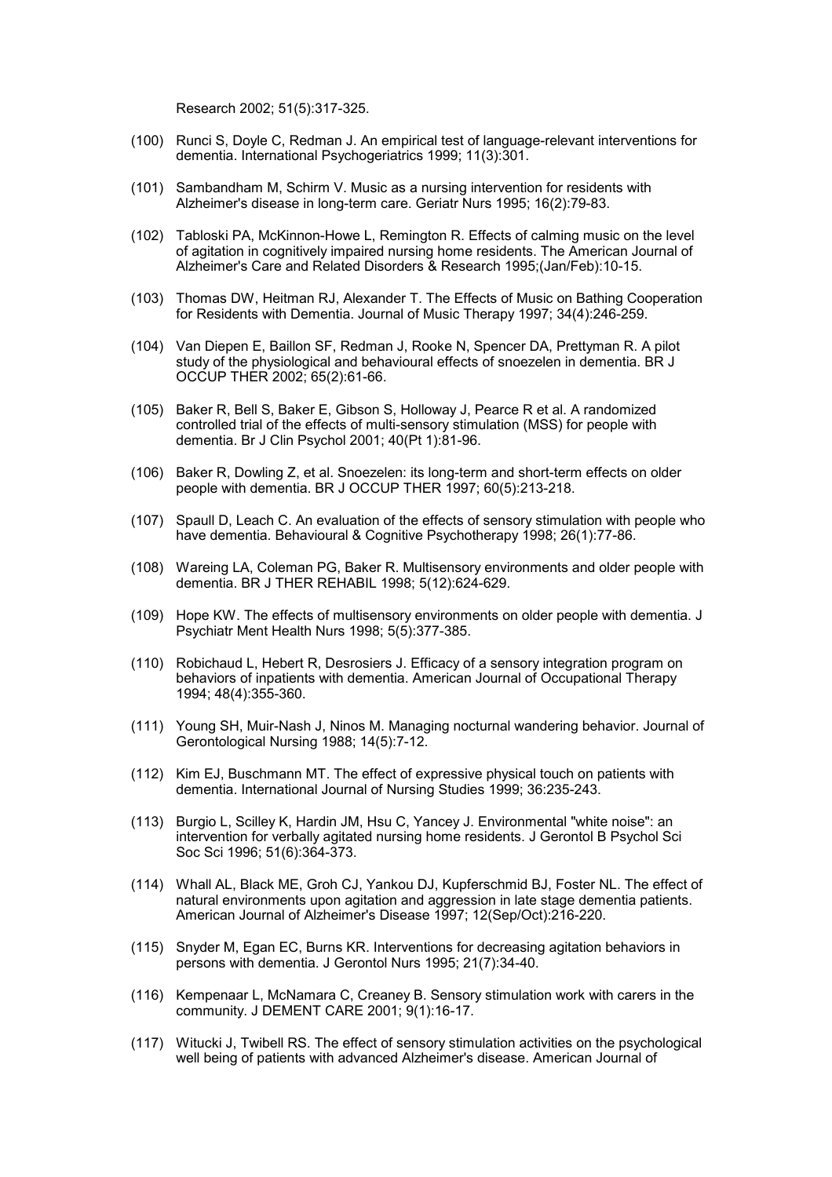Research 2002; 51(5):317-325.

(100) Runci S, Doyle C, Redman J. An empirical test of language-relevant interventions for dementia. International Psychogeriatrics 1999; 11(3):301.

(101) Sambandham M, Schirm V. Music as a nursing intervention for residents with Alzheimer's disease in long-term care. Geriatr Nurs 1995; 16(2):79-83.

(102) Tabloski PA, McKinnon-Howe L, Remington R. Effects of calming music on the level of agitation in cognitively impaired nursing home residents. The American Journal of Alzheimer's Care and Related Disorders & Research 1995;(Jan/Feb):10-15.

(103) Thomas DW, Heitman RJ, Alexander T. The Effects of Music on Bathing Cooperation for Residents with Dementia. Journal of Music Therapy 1997; 34(4):246-259.

(104) Van Diepen E, Baillon SF, Redman J, Rooke N, Spencer DA, Prettyman R. A pilot study of the physiological and behavioural effects of snoezelen in dementia. BR J OCCUP THER 2002; 65(2):61-66.

(105) Baker R, Bell S, Baker E, Gibson S, Holloway J, Pearce R et al. A randomized controlled trial of the effects of multi-sensory stimulation (MSS) for people with dementia. Br J Clin Psychol 2001; 40(Pt 1):81-96.

(106) Baker R, Dowling Z, et al. Snoezelen: its long-term and short-term effects on older people with dementia. BR J OCCUP THER 1997; 60(5):213-218.

(107) Spaull D, Leach C. An evaluation of the effects of sensory stimulation with people who have dementia. Behavioural & Cognitive Psychotherapy 1998; 26(1):77-86.

(108) Wareing LA, Coleman PG, Baker R. Multisensory environments and older people with dementia. BR J THER REHABIL 1998; 5(12):624-629.

(109) Hope KW. The effects of multisensory environments on older people with dementia. J Psychiatr Ment Health Nurs 1998; 5(5):377-385.

(110) Robichaud L, Hebert R, Desrosiers J. Efficacy of a sensory integration program on behaviors of inpatients with dementia. American Journal of Occupational Therapy 1994; 48(4):355-360.

(111) Young SH, Muir-Nash J, Ninos M. Managing nocturnal wandering behavior. Journal of Gerontological Nursing 1988; 14(5):7-12.

(112) Kim EJ, Buschmann MT. The effect of expressive physical touch on patients with dementia. International Journal of Nursing Studies 1999; 36:235-243.

(113) Burgio L, Scilley K, Hardin JM, Hsu C, Yancey J. Environmental "white noise": an intervention for verbally agitated nursing home residents. J Gerontol B Psychol Sci Soc Sci 1996; 51(6):364-373.

(114) Whall AL, Black ME, Groh CJ, Yankou DJ, Kupferschmid BJ, Foster NL. The effect of natural environments upon agitation and aggression in late stage dementia patients. American Journal of Alzheimer's Disease 1997; 12(Sep/Oct):216-220.

(115) Snyder M, Egan EC, Burns KR. Interventions for decreasing agitation behaviors in persons with dementia. J Gerontol Nurs 1995; 21(7):34-40.

(116) Kempenaar L, McNamara C, Creaney B. Sensory stimulation work with carers in the community. J DEMENT CARE 2001; 9(1):16-17.

(117) Witucki J, Twibell RS. The effect of sensory stimulation activities on the psychological well being of patients with advanced Alzheimer's disease. American Journal of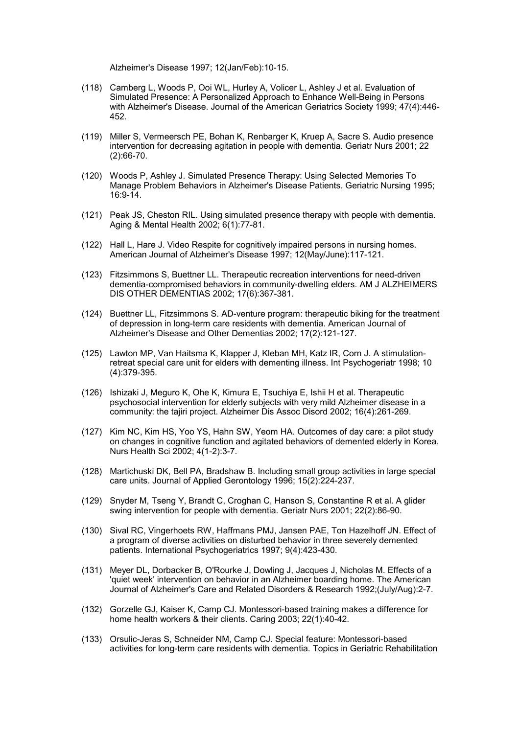Alzheimer's Disease 1997; 12(Jan/Feb):10-15.

(118) Camberg L, Woods P, Ooi WL, Hurley A, Volicer L, Ashley J et al. Evaluation of Simulated Presence: A Personalized Approach to Enhance Well-Being in Persons with Alzheimer's Disease. Journal of the American Geriatrics Society 1999; 47(4):446-452.

(119) Miller S, Vermeersch PE, Bohan K, Renbarger K, Kruep A, Sacre S. Audio presence intervention for decreasing agitation in people with dementia. Geriatr Nurs 2001; 22 (2):66-70.

(120) Woods P, Ashley J. Simulated Presence Therapy: Using Selected Memories To Manage Problem Behaviors in Alzheimer's Disease Patients. Geriatric Nursing 1995; 16:9-14.

(121) Peak JS, Cheston RIL. Using simulated presence therapy with people with dementia. Aging & Mental Health 2002; 6(1):77-81.

(122) Hall L, Hare J. Video Respite for cognitively impaired persons in nursing homes. American Journal of Alzheimer's Disease 1997; 12(May/June):117-121.

(123) Fitzsimmons S, Buettner LL. Therapeutic recreation interventions for need-driven dementia-compromised behaviors in community-dwelling elders. AM J ALZHEIMERS DIS OTHER DEMENTIAS 2002; 17(6):367-381.

(124) Buettner LL, Fitzsimmons S. AD-venture program: therapeutic biking for the treatment of depression in long-term care residents with dementia. American Journal of Alzheimer's Disease and Other Dementias 2002; 17(2):121-127.

(125) Lawton MP, Van Haitsma K, Klapper J, Kleban MH, Katz IR, Corn J. A stimulation-retreat special care unit for elders with dementing illness. Int Psychogeriatr 1998; 10 (4):379-395.

(126) Ishizaki J, Meguro K, Ohe K, Kimura E, Tsuchiya E, Ishii H et al. Therapeutic psychosocial intervention for elderly subjects with very mild Alzheimer disease in a community: the tajiri project. Alzheimer Dis Assoc Disord 2002; 16(4):261-269.

(127) Kim NC, Kim HS, Yoo YS, Hahn SW, Yeom HA. Outcomes of day care: a pilot study on changes in cognitive function and agitated behaviors of demented elderly in Korea. Nurs Health Sci 2002; 4(1-2):3-7.

(128) Martichuski DK, Bell PA, Bradshaw B. Including small group activities in large special care units. Journal of Applied Gerontology 1996; 15(2):224-237.

(129) Snyder M, Tseng Y, Brandt C, Croghan C, Hanson S, Constantine R et al. A glider swing intervention for people with dementia. Geriatr Nurs 2001; 22(2):86-90.

(130) Sival RC, Vingerhoets RW, Haffmans PJM, Jansen PAE, Ton Hazelhoff JN. Effect of a program of diverse activities on disturbed behavior in three severely demented patients. International Psychogeriatrics 1997; 9(4):423-430.

(131) Meyer DL, Dorbacker B, O'Rourke J, Dowling J, Jacques J, Nicholas M. Effects of a 'quiet week' intervention on behavior in an Alzheimer boarding home. The American Journal of Alzheimer's Care and Related Disorders & Research 1992;(July/Aug):2-7.

(132) Gorzelle GJ, Kaiser K, Camp CJ. Montessori-based training makes a difference for home health workers & their clients. Caring 2003; 22(1):40-42.

(133) Orsulic-Jeras S, Schneider NM, Camp CJ. Special feature: Montessori-based activities for long-term care residents with dementia. Topics in Geriatric Rehabilitation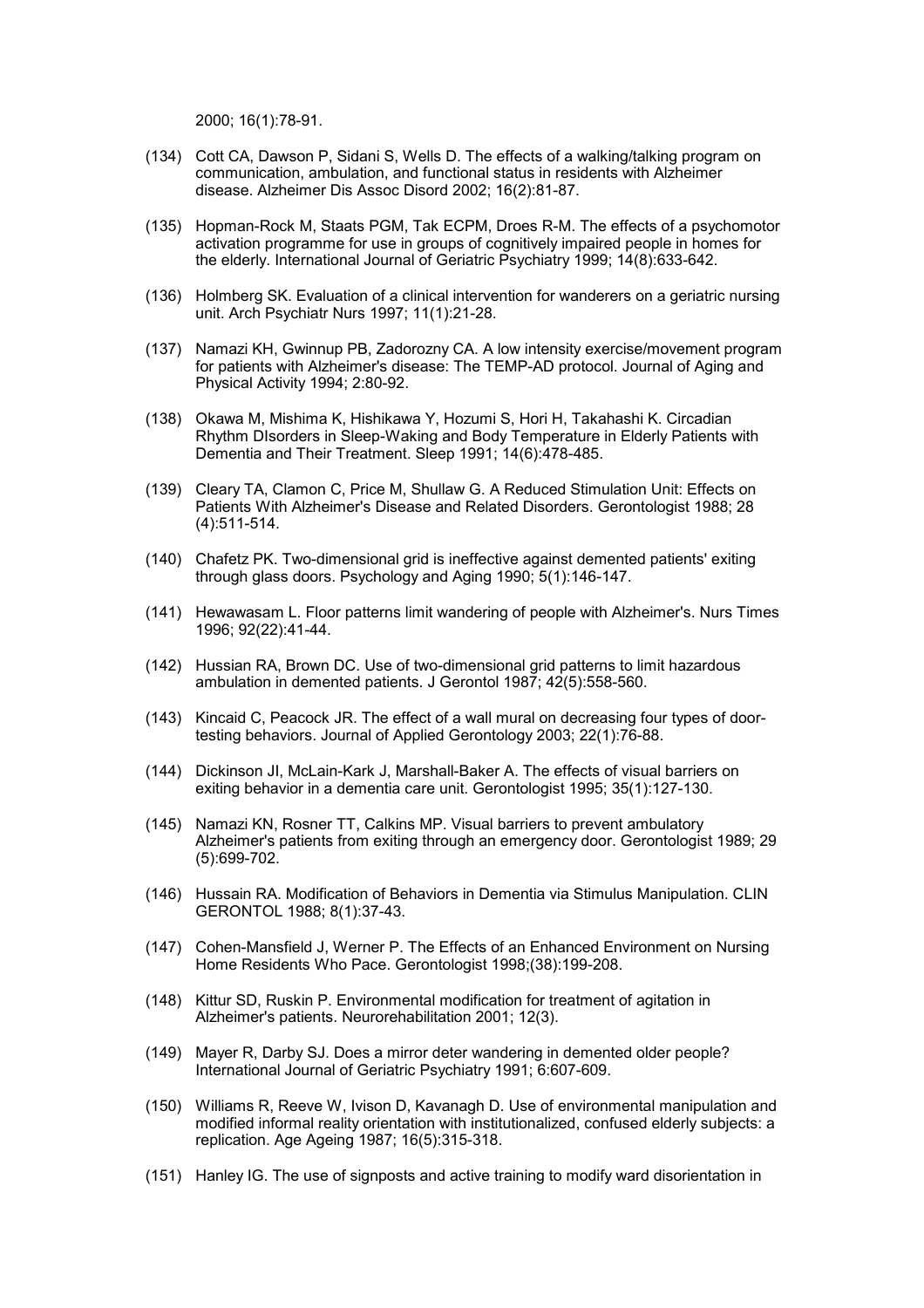2000; 16(1):78-91.

(134) Cott CA, Dawson P, Sidani S, Wells D. The effects of a walking/talking program on communication, ambulation, and functional status in residents with Alzheimer disease. Alzheimer Dis Assoc Disord 2002; 16(2):81-87.

(135) Hopman-Rock M, Staats PGM, Tak ECPM, Droes R-M. The effects of a psychomotor activation programme for use in groups of cognitively impaired people in homes for the elderly. International Journal of Geriatric Psychiatry 1999; 14(8):633-642.

(136) Holmberg SK. Evaluation of a clinical intervention for wanderers on a geriatric nursing unit. Arch Psychiatr Nurs 1997; 11(1):21-28.

(137) Namazi KH, Gwinnup PB, Zadorozny CA. A low intensity exercise/movement program for patients with Alzheimer's disease: The TEMP-AD protocol. Journal of Aging and Physical Activity 1994; 2:80-92.

(138) Okawa M, Mishima K, Hishikawa Y, Hozumi S, Hori H, Takahashi K. Circadian Rhythm DIsorders in Sleep-Waking and Body Temperature in Elderly Patients with Dementia and Their Treatment. Sleep 1991; 14(6):478-485.

(139) Cleary TA, Clamon C, Price M, Shullaw G. A Reduced Stimulation Unit: Effects on Patients With Alzheimer's Disease and Related Disorders. Gerontologist 1988; 28 (4):511-514.

(140) Chafetz PK. Two-dimensional grid is ineffective against demented patients' exiting through glass doors. Psychology and Aging 1990; 5(1):146-147.

(141) Hewawasam L. Floor patterns limit wandering of people with Alzheimer's. Nurs Times 1996; 92(22):41-44.

(142) Hussian RA, Brown DC. Use of two-dimensional grid patterns to limit hazardous ambulation in demented patients. J Gerontol 1987; 42(5):558-560.

(143) Kincaid C, Peacock JR. The effect of a wall mural on decreasing four types of door-testing behaviors. Journal of Applied Gerontology 2003; 22(1):76-88.

(144) Dickinson JI, McLain-Kark J, Marshall-Baker A. The effects of visual barriers on exiting behavior in a dementia care unit. Gerontologist 1995; 35(1):127-130.

(145) Namazi KN, Rosner TT, Calkins MP. Visual barriers to prevent ambulatory Alzheimer's patients from exiting through an emergency door. Gerontologist 1989; 29 (5):699-702.

(146) Hussain RA. Modification of Behaviors in Dementia via Stimulus Manipulation. CLIN GERONTOL 1988; 8(1):37-43.

(147) Cohen-Mansfield J, Werner P. The Effects of an Enhanced Environment on Nursing Home Residents Who Pace. Gerontologist 1998;(38):199-208.

(148) Kittur SD, Ruskin P. Environmental modification for treatment of agitation in Alzheimer's patients. Neurorehabilitation 2001; 12(3).

(149) Mayer R, Darby SJ. Does a mirror deter wandering in demented older people? International Journal of Geriatric Psychiatry 1991; 6:607-609.

(150) Williams R, Reeve W, Ivison D, Kavanagh D. Use of environmental manipulation and modified informal reality orientation with institutionalized, confused elderly subjects: a replication. Age Ageing 1987; 16(5):315-318.

(151) Hanley IG. The use of signposts and active training to modify ward disorientation in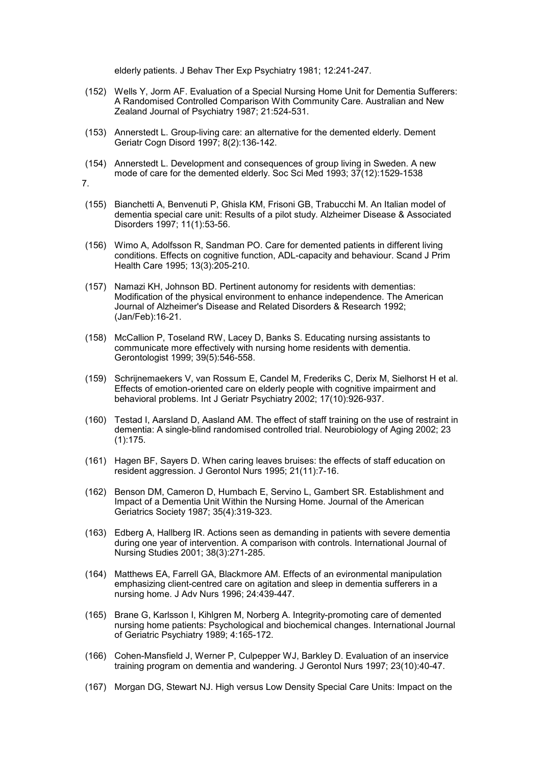elderly patients. J Behav Ther Exp Psychiatry 1981; 12:241-247.

(152) Wells Y, Jorm AF. Evaluation of a Special Nursing Home Unit for Dementia Sufferers: A Randomised Controlled Comparison With Community Care. Australian and New Zealand Journal of Psychiatry 1987; 21:524-531.

(153) Annerstedt L. Group-living care: an alternative for the demented elderly. Dement Geriatr Cogn Disord 1997; 8(2):136-142.

(154) Annerstedt L. Development and consequences of group living in Sweden. A new mode of care for the demented elderly. Soc Sci Med 1993; 37(12):1529-1538

7.

(155) Bianchetti A, Benvenuti P, Ghisla KM, Frisoni GB, Trabucchi M. An Italian model of dementia special care unit: Results of a pilot study. Alzheimer Disease & Associated Disorders 1997; 11(1):53-56.

(156) Wimo A, Adolfsson R, Sandman PO. Care for demented patients in different living conditions. Effects on cognitive function, ADL-capacity and behaviour. Scand J Prim Health Care 1995; 13(3):205-210.

(157) Namazi KH, Johnson BD. Pertinent autonomy for residents with dementias: Modification of the physical environment to enhance independence. The American Journal of Alzheimer's Disease and Related Disorders & Research 1992; (Jan/Feb):16-21.

(158) McCallion P, Toseland RW, Lacey D, Banks S. Educating nursing assistants to communicate more effectively with nursing home residents with dementia. Gerontologist 1999; 39(5):546-558.

(159) Schrijnemaekers V, van Rossum E, Candel M, Frederiks C, Derix M, Sielhorst H et al. Effects of emotion-oriented care on elderly people with cognitive impairment and behavioral problems. Int J Geriatr Psychiatry 2002; 17(10):926-937.

(160) Testad I, Aarsland D, Aasland AM. The effect of staff training on the use of restraint in dementia: A single-blind randomised controlled trial. Neurobiology of Aging 2002; 23 (1):175.

(161) Hagen BF, Sayers D. When caring leaves bruises: the effects of staff education on resident aggression. J Gerontol Nurs 1995; 21(11):7-16.

(162) Benson DM, Cameron D, Humbach E, Servino L, Gambert SR. Establishment and Impact of a Dementia Unit Within the Nursing Home. Journal of the American Geriatrics Society 1987; 35(4):319-323.

(163) Edberg A, Hallberg IR. Actions seen as demanding in patients with severe dementia during one year of intervention. A comparison with controls. International Journal of Nursing Studies 2001; 38(3):271-285.

(164) Matthews EA, Farrell GA, Blackmore AM. Effects of an evironmental manipulation emphasizing client-centred care on agitation and sleep in dementia sufferers in a nursing home. J Adv Nurs 1996; 24:439-447.

(165) Brane G, Karlsson I, Kihlgren M, Norberg A. Integrity-promoting care of demented nursing home patients: Psychological and biochemical changes. International Journal of Geriatric Psychiatry 1989; 4:165-172.

(166) Cohen-Mansfield J, Werner P, Culpepper WJ, Barkley D. Evaluation of an inservice training program on dementia and wandering. J Gerontol Nurs 1997; 23(10):40-47.

(167) Morgan DG, Stewart NJ. High versus Low Density Special Care Units: Impact on the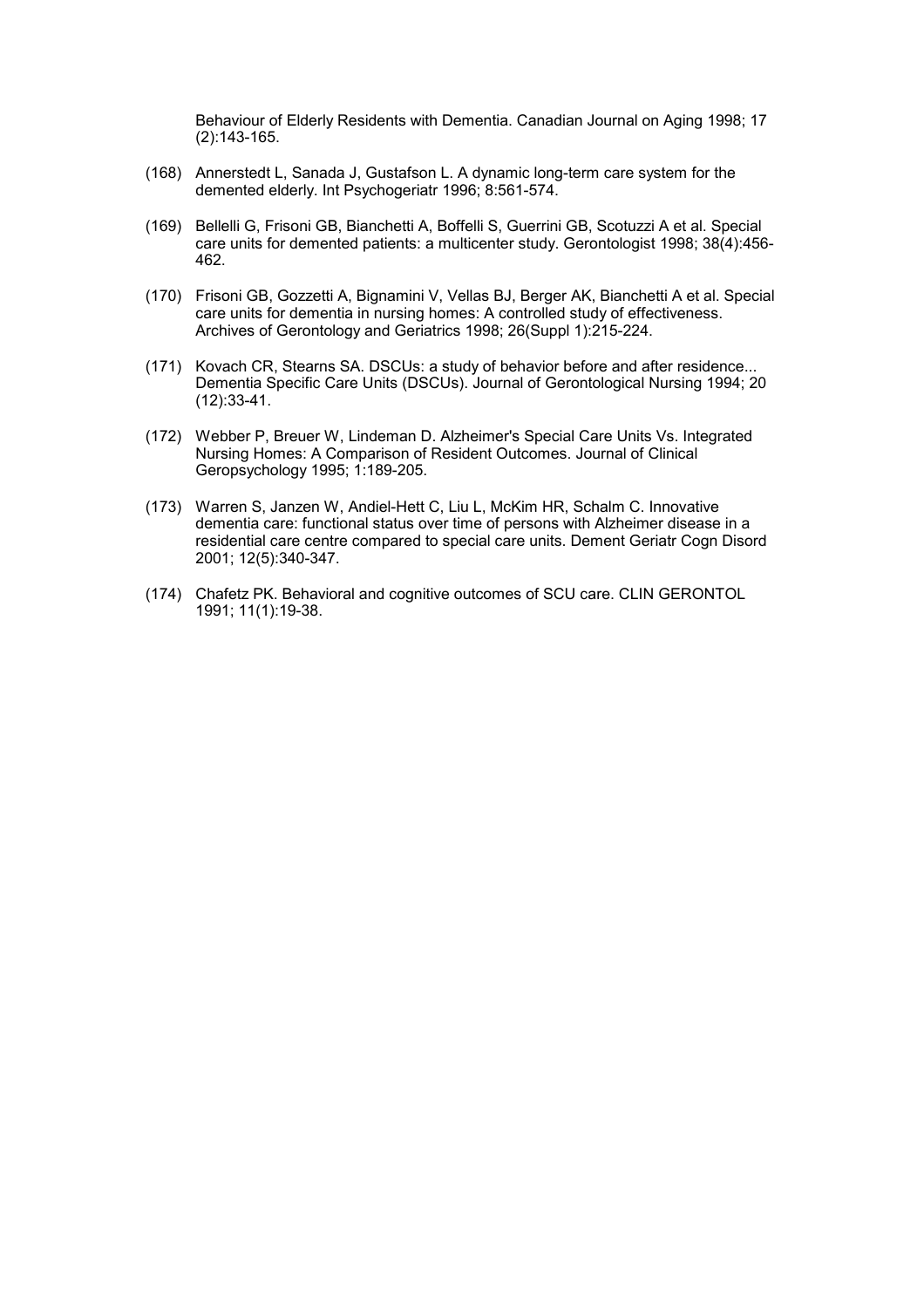Behaviour of Elderly Residents with Dementia. Canadian Journal on Aging 1998; 17 (2):143-165.

(168) Annerstedt L, Sanada J, Gustafson L. A dynamic long-term care system for the demented elderly. Int Psychogeriatr 1996; 8:561-574.

(169) Bellelli G, Frisoni GB, Bianchetti A, Boffelli S, Guerrini GB, Scotuzzi A et al. Special care units for demented patients: a multicenter study. Gerontologist 1998; 38(4):456-462.

(170) Frisoni GB, Gozzetti A, Bignamini V, Vellas BJ, Berger AK, Bianchetti A et al. Special care units for dementia in nursing homes: A controlled study of effectiveness. Archives of Gerontology and Geriatrics 1998; 26(Suppl 1):215-224.

(171) Kovach CR, Stearns SA. DSCUs: a study of behavior before and after residence... Dementia Specific Care Units (DSCUs). Journal of Gerontological Nursing 1994; 20 (12):33-41.

(172) Webber P, Breuer W, Lindeman D. Alzheimer's Special Care Units Vs. Integrated Nursing Homes: A Comparison of Resident Outcomes. Journal of Clinical Geropsychology 1995; 1:189-205.

(173) Warren S, Janzen W, Andiel-Hett C, Liu L, McKim HR, Schalm C. Innovative dementia care: functional status over time of persons with Alzheimer disease in a residential care centre compared to special care units. Dement Geriatr Cogn Disord 2001; 12(5):340-347.

(174) Chafetz PK. Behavioral and cognitive outcomes of SCU care. CLIN GERONTOL 1991; 11(1):19-38.